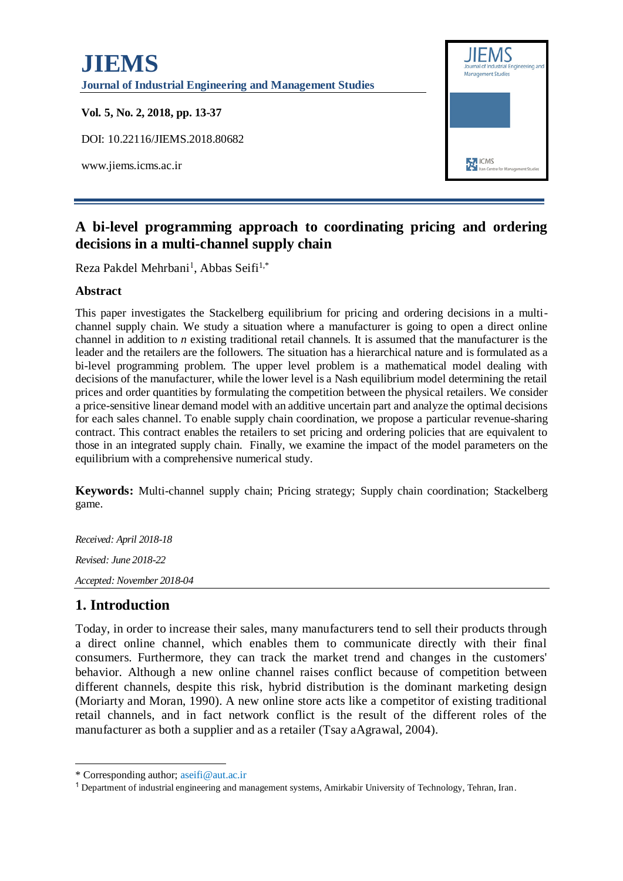# JIEMS

**Journal of Industrial Engineering and Management Studies**

**Vol. 5, No. 2, 2018, pp. 13-37**

DOI: 10.22116/JIEMS.2018.80682

www.jiems.icms.ac.ir

## A bi-level programming approach to coordinating pricing and ordering decisions in a multi-channel supply chain

Reza Pakdel Mehrbani[1], Abbas Seifi[1,*]

### Abstract

This paper investigates the Stackelberg equilibrium for pricing and ordering decisions in a multi-channel supply chain. We study a situation where a manufacturer is going to open a direct online channel in addition to *n* existing traditional retail channels. It is assumed that the manufacturer is the leader and the retailers are the followers. The situation has a hierarchical nature and is formulated as a bi-level programming problem. The upper level problem is a mathematical model dealing with decisions of the manufacturer, while the lower level is a Nash equilibrium model determining the retail prices and order quantities by formulating the competition between the physical retailers. We consider a price-sensitive linear demand model with an additive uncertain part and analyze the optimal decisions for each sales channel. To enable supply chain coordination, we propose a particular revenue-sharing contract. This contract enables the retailers to set pricing and ordering policies that are equivalent to those in an integrated supply chain. Finally, we examine the impact of the model parameters on the equilibrium with a comprehensive numerical study.

**Keywords:** Multi-channel supply chain; Pricing strategy; Supply chain coordination; Stackelberg game.

*Received: April 2018-18*

*Revised: June 2018-22*

*Accepted: November 2018-04*

## 1. Introduction

Today, in order to increase their sales, many manufacturers tend to sell their products through a direct online channel, which enables them to communicate directly with their final consumers. Furthermore, they can track the market trend and changes in the customers' behavior. Although a new online channel raises conflict because of competition between different channels, despite this risk, hybrid distribution is the dominant marketing design (Moriarty and Moran, 1990). A new online store acts like a competitor of existing traditional retail channels, and in fact network conflict is the result of the different roles of the manufacturer as both a supplier and as a retailer (Tsay aAgrawal, 2004).

---

* Corresponding author; aseifi@aut.ac.ir

[1] Department of industrial engineering and management systems, Amirkabir University of Technology, Tehran, Iran.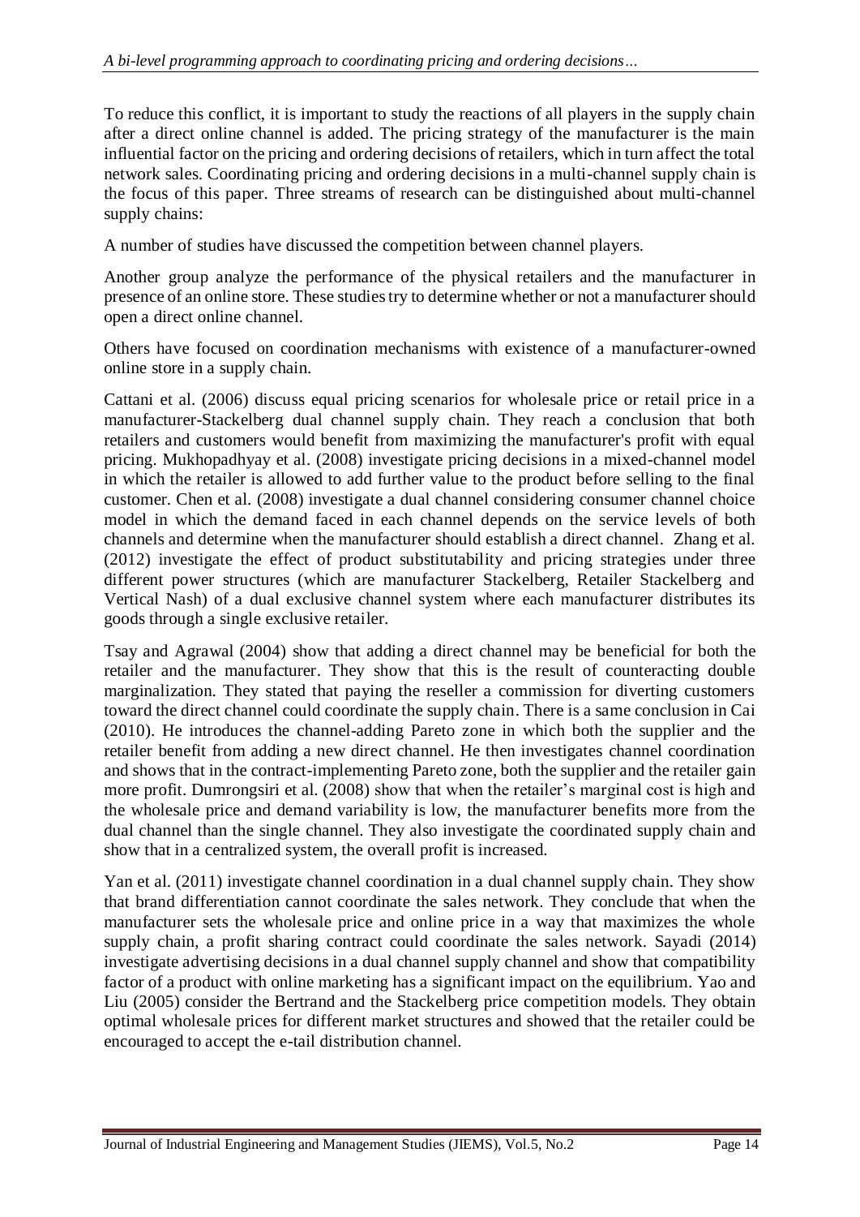To reduce this conflict, it is important to study the reactions of all players in the supply chain after a direct online channel is added. The pricing strategy of the manufacturer is the main influential factor on the pricing and ordering decisions of retailers, which in turn affect the total network sales. Coordinating pricing and ordering decisions in a multi-channel supply chain is the focus of this paper. Three streams of research can be distinguished about multi-channel supply chains:

A number of studies have discussed the competition between channel players.

Another group analyze the performance of the physical retailers and the manufacturer in presence of an online store. These studies try to determine whether or not a manufacturer should open a direct online channel.

Others have focused on coordination mechanisms with existence of a manufacturer-owned online store in a supply chain.

Cattani et al. (2006) discuss equal pricing scenarios for wholesale price or retail price in a manufacturer-Stackelberg dual channel supply chain. They reach a conclusion that both retailers and customers would benefit from maximizing the manufacturer's profit with equal pricing. Mukhopadhyay et al. (2008) investigate pricing decisions in a mixed-channel model in which the retailer is allowed to add further value to the product before selling to the final customer. Chen et al. (2008) investigate a dual channel considering consumer channel choice model in which the demand faced in each channel depends on the service levels of both channels and determine when the manufacturer should establish a direct channel. Zhang et al. (2012) investigate the effect of product substitutability and pricing strategies under three different power structures (which are manufacturer Stackelberg, Retailer Stackelberg and Vertical Nash) of a dual exclusive channel system where each manufacturer distributes its goods through a single exclusive retailer.

Tsay and Agrawal (2004) show that adding a direct channel may be beneficial for both the retailer and the manufacturer. They show that this is the result of counteracting double marginalization. They stated that paying the reseller a commission for diverting customers toward the direct channel could coordinate the supply chain. There is a same conclusion in Cai (2010). He introduces the channel-adding Pareto zone in which both the supplier and the retailer benefit from adding a new direct channel. He then investigates channel coordination and shows that in the contract-implementing Pareto zone, both the supplier and the retailer gain more profit. Dumrongsiri et al. (2008) show that when the retailer's marginal cost is high and the wholesale price and demand variability is low, the manufacturer benefits more from the dual channel than the single channel. They also investigate the coordinated supply chain and show that in a centralized system, the overall profit is increased.

Yan et al. (2011) investigate channel coordination in a dual channel supply chain. They show that brand differentiation cannot coordinate the sales network. They conclude that when the manufacturer sets the wholesale price and online price in a way that maximizes the whole supply chain, a profit sharing contract could coordinate the sales network. Sayadi (2014) investigate advertising decisions in a dual channel supply channel and show that compatibility factor of a product with online marketing has a significant impact on the equilibrium. Yao and Liu (2005) consider the Bertrand and the Stackelberg price competition models. They obtain optimal wholesale prices for different market structures and showed that the retailer could be encouraged to accept the e-tail distribution channel.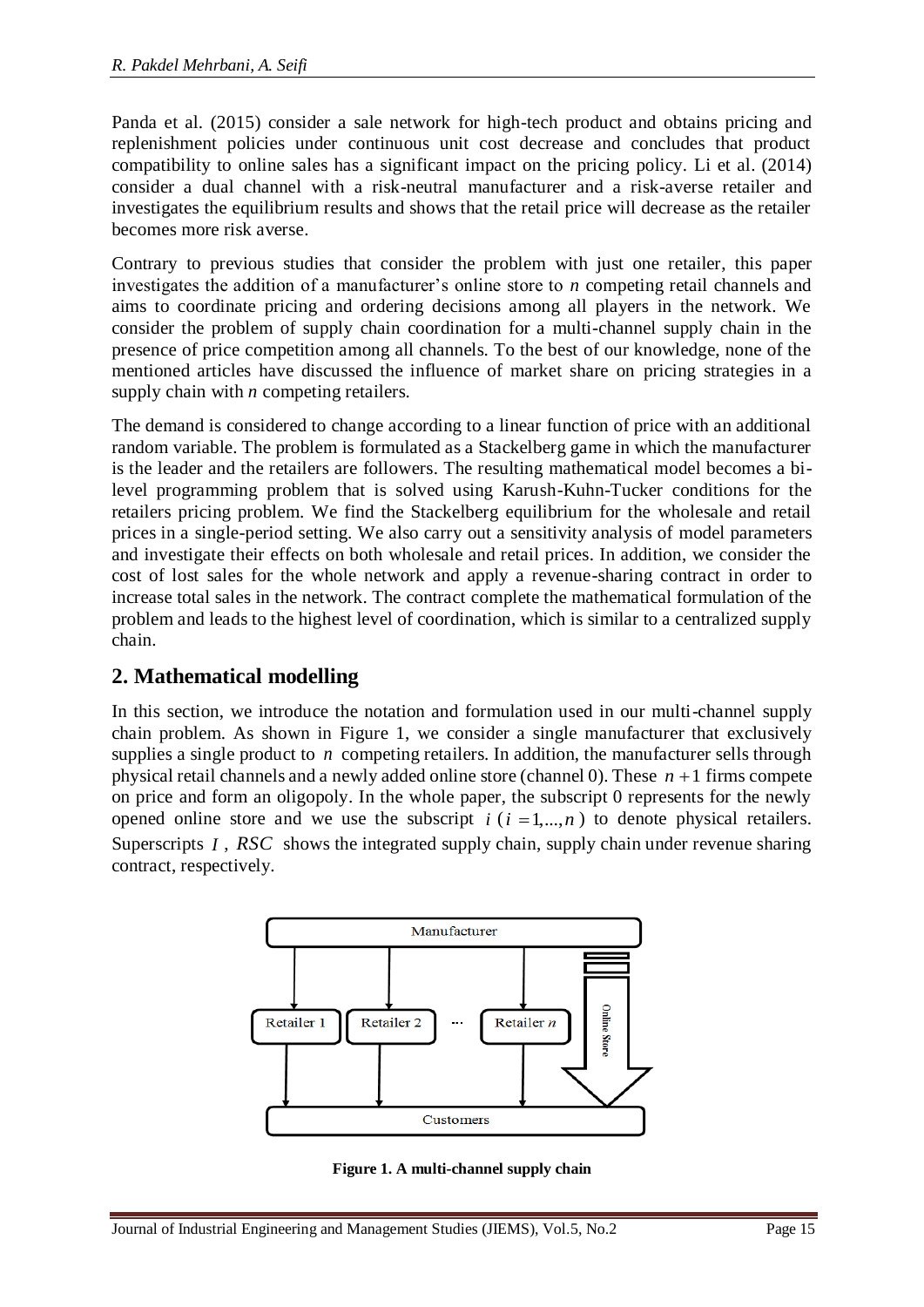Panda et al. (2015) consider a sale network for high-tech product and obtains pricing and replenishment policies under continuous unit cost decrease and concludes that product compatibility to online sales has a significant impact on the pricing policy. Li et al. (2014) consider a dual channel with a risk-neutral manufacturer and a risk-averse retailer and investigates the equilibrium results and shows that the retail price will decrease as the retailer becomes more risk averse.

Contrary to previous studies that consider the problem with just one retailer, this paper investigates the addition of a manufacturer's online store to $n$ competing retail channels and aims to coordinate pricing and ordering decisions among all players in the network. We consider the problem of supply chain coordination for a multi-channel supply chain in the presence of price competition among all channels. To the best of our knowledge, none of the mentioned articles have discussed the influence of market share on pricing strategies in a supply chain with $n$ competing retailers.

The demand is considered to change according to a linear function of price with an additional random variable. The problem is formulated as a Stackelberg game in which the manufacturer is the leader and the retailers are followers. The resulting mathematical model becomes a bi-level programming problem that is solved using Karush-Kuhn-Tucker conditions for the retailers pricing problem. We find the Stackelberg equilibrium for the wholesale and retail prices in a single-period setting. We also carry out a sensitivity analysis of model parameters and investigate their effects on both wholesale and retail prices. In addition, we consider the cost of lost sales for the whole network and apply a revenue-sharing contract in order to increase total sales in the network. The contract complete the mathematical formulation of the problem and leads to the highest level of coordination, which is similar to a centralized supply chain.

## 2. Mathematical modelling

In this section, we introduce the notation and formulation used in our multi-channel supply chain problem. As shown in Figure 1, we consider a single manufacturer that exclusively supplies a single product to $n$ competing retailers. In addition, the manufacturer sells through physical retail channels and a newly added online store (channel 0). These $n+1$ firms compete on price and form an oligopoly. In the whole paper, the subscript 0 represents for the newly opened online store and we use the subscript $i$ $(i=1,...,n)$ to denote physical retailers. Superscripts $I$, $RSC$ shows the integrated supply chain, supply chain under revenue sharing contract, respectively.

**Figure 1. A multi-channel supply chain**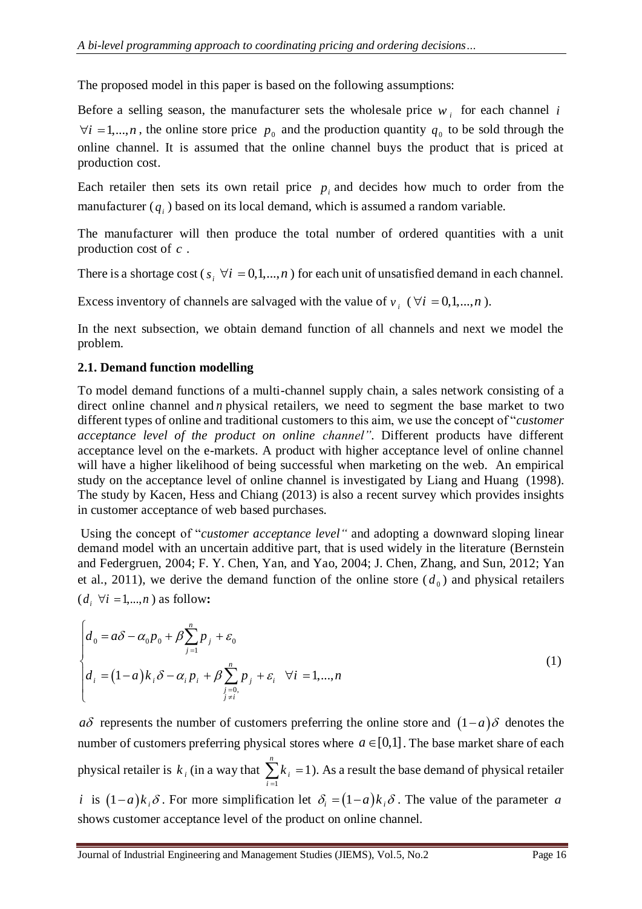The proposed model in this paper is based on the following assumptions:

Before a selling season, the manufacturer sets the wholesale price $w_i$ for each channel $i$ $\forall i = 1,...,n$, the online store price $p_0$ and the production quantity $q_0$ to be sold through the online channel. It is assumed that the online channel buys the product that is priced at production cost.

Each retailer then sets its own retail price $p_i$ and decides how much to order from the manufacturer ($q_i$) based on its local demand, which is assumed a random variable.

The manufacturer will then produce the total number of ordered quantities with a unit production cost of $c$.

There is a shortage cost ($s_i$ $\forall i = 0,1,...,n$) for each unit of unsatisfied demand in each channel.

Excess inventory of channels are salvaged with the value of $v_i$ ($\forall i = 0,1,...,n$).

In the next subsection, we obtain demand function of all channels and next we model the problem.

### 2.1. Demand function modelling

To model demand functions of a multi-channel supply chain, a sales network consisting of a direct online channel and $n$ physical retailers, we need to segment the base market to two different types of online and traditional customers to this aim, we use the concept of "*customer acceptance level of the product on online channel*". Different products have different acceptance level on the e-markets. A product with higher acceptance level of online channel will have a higher likelihood of being successful when marketing on the web. An empirical study on the acceptance level of online channel is investigated by Liang and Huang (1998). The study by Kacen, Hess and Chiang (2013) is also a recent survey which provides insights in customer acceptance of web based purchases.

Using the concept of "*customer acceptance level*" and adopting a downward sloping linear demand model with an uncertain additive part, that is used widely in the literature (Bernstein and Federgruen, 2004; F. Y. Chen, Yan, and Yao, 2004; J. Chen, Zhang, and Sun, 2012; Yan et al., 2011), we derive the demand function of the online store ($d_0$) and physical retailers ($d_i$ $\forall i = 1,...,n$) as follow**:**

$$\begin{cases} d_0 = a\delta - \alpha_0 p_0 + \beta \sum_{j=1}^{n} p_j + \varepsilon_0 \\ d_i = (1-a)k_i\delta - \alpha_i p_i + \beta \sum_{\substack{j=0, \\ j\neq i}}^{n} p_j + \varepsilon_i \quad \forall i = 1,...,n \end{cases} \tag{1}$$

$a\delta$ represents the number of customers preferring the online store and $(1-a)\delta$ denotes the number of customers preferring physical stores where $a \in [0,1]$. The base market share of each physical retailer is $k_i$ (in a way that $\sum_{i=1}^{n} k_i = 1$). As a result the base demand of physical retailer $i$ is $(1-a)k_i\delta$. For more simplification let $\delta_i = (1-a)k_i\delta$. The value of the parameter $a$ shows customer acceptance level of the product on online channel.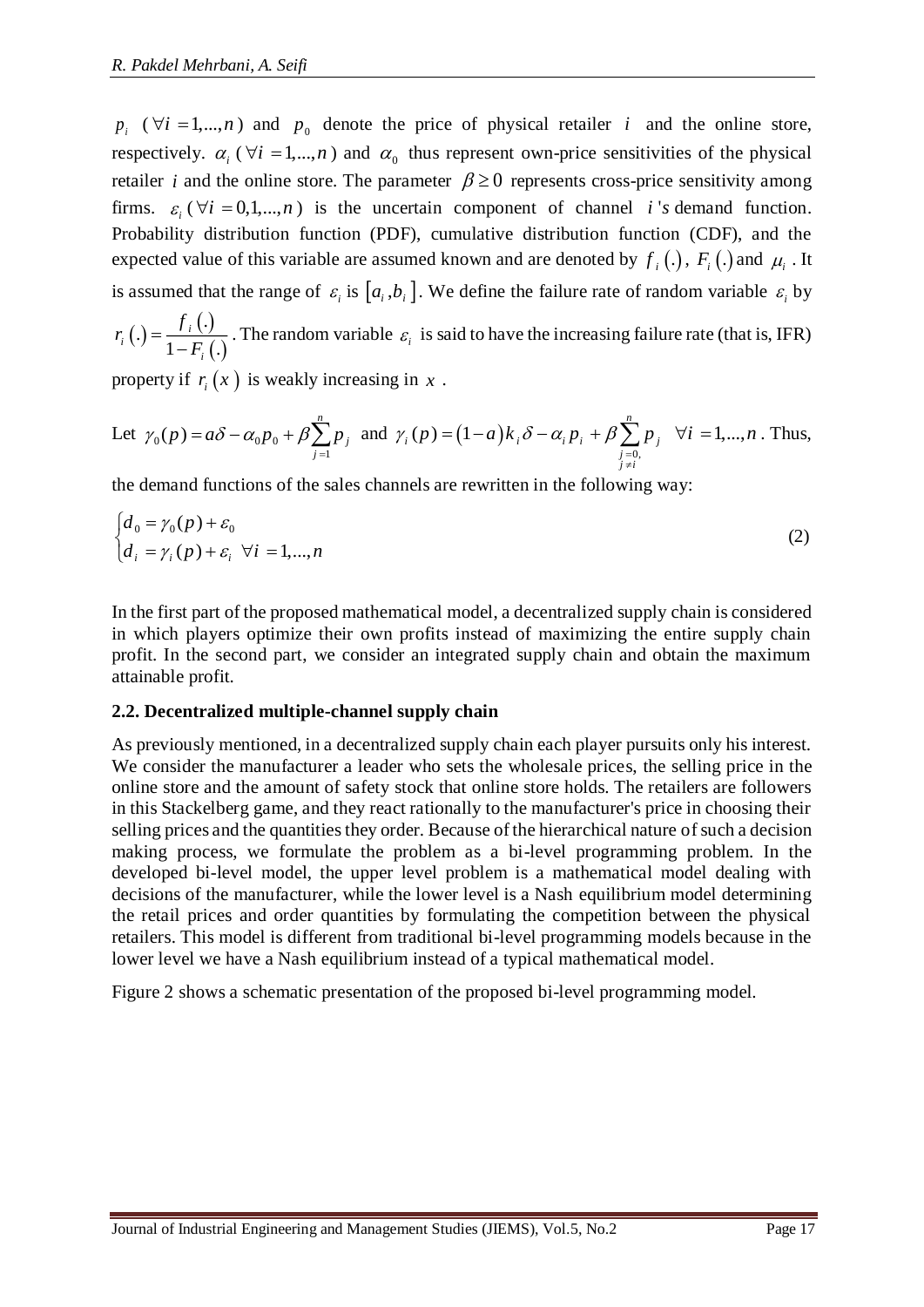$p_i$ ($\forall i = 1,...,n$) and $p_0$ denote the price of physical retailer $i$ and the online store, respectively. $\alpha_i$ ($\forall i = 1,...,n$) and $\alpha_0$ thus represent own-price sensitivities of the physical retailer $i$ and the online store. The parameter $\beta \geq 0$ represents cross-price sensitivity among firms. $\varepsilon_i$ ($\forall i = 0,1,...,n$) is the uncertain component of channel $i$'s demand function. Probability distribution function (PDF), cumulative distribution function (CDF), and the expected value of this variable are assumed known and are denoted by $f_i(.)$, $F_i(.)$ and $\mu_i$. It is assumed that the range of $\varepsilon_i$ is $[a_i, b_i]$. We define the failure rate of random variable $\varepsilon_i$ by $r_i(.) = \frac{f_i(.)}{1 - F_i(.)}$. The random variable $\varepsilon_i$ is said to have the increasing failure rate (that is, IFR) property if $r_i(x)$ is weakly increasing in $x$.

Let $\gamma_0(p) = a\delta - \alpha_0 p_0 + \beta \sum_{j=1}^{n} p_j$ and $\gamma_i(p) = (1-a) k_i \delta - \alpha_i p_i + \beta \sum_{\substack{j=0, \\ j \neq i}}^{n} p_j \quad \forall i = 1,...,n$. Thus, the demand functions of the sales channels are rewritten in the following way:

$$
\begin{cases} d_0 = \gamma_0(p) + \varepsilon_0 \\ d_i = \gamma_i(p) + \varepsilon_i \quad \forall i = 1,...,n \end{cases} \tag{2}
$$

In the first part of the proposed mathematical model, a decentralized supply chain is considered in which players optimize their own profits instead of maximizing the entire supply chain profit. In the second part, we consider an integrated supply chain and obtain the maximum attainable profit.

## 2.2. Decentralized multiple-channel supply chain

As previously mentioned, in a decentralized supply chain each player pursuits only his interest. We consider the manufacturer a leader who sets the wholesale prices, the selling price in the online store and the amount of safety stock that online store holds. The retailers are followers in this Stackelberg game, and they react rationally to the manufacturer's price in choosing their selling prices and the quantities they order. Because of the hierarchical nature of such a decision making process, we formulate the problem as a bi-level programming problem. In the developed bi-level model, the upper level problem is a mathematical model dealing with decisions of the manufacturer, while the lower level is a Nash equilibrium model determining the retail prices and order quantities by formulating the competition between the physical retailers. This model is different from traditional bi-level programming models because in the lower level we have a Nash equilibrium instead of a typical mathematical model.

Figure 2 shows a schematic presentation of the proposed bi-level programming model.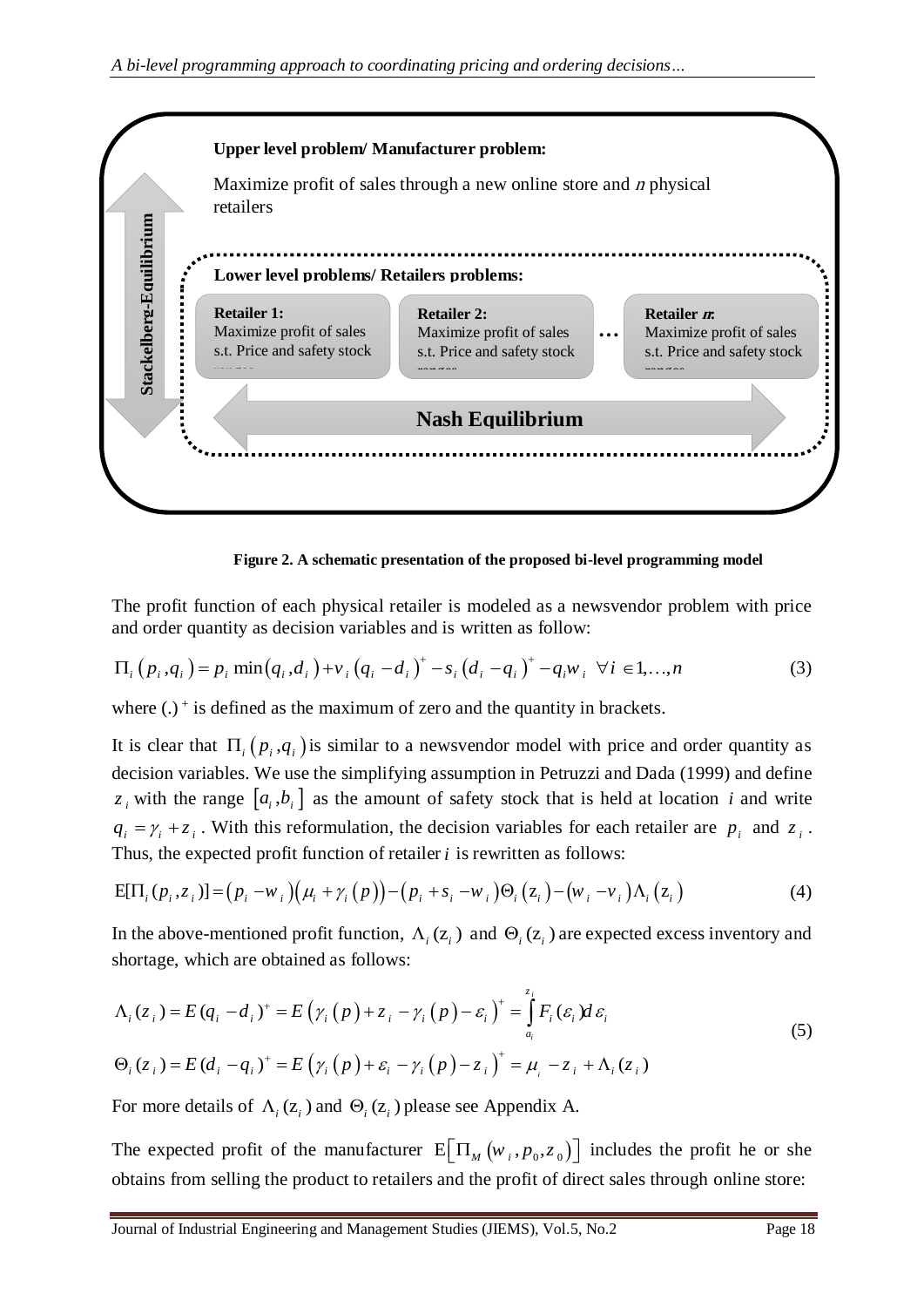**Upper level problem/ Manufacturer problem:**

Maximize profit of sales through a new online store and *n* physical retailers

**Lower level problems/ Retailers problems:**

**Retailer 1:** Maximize profit of sales s.t. Price and safety stock ranges

**Retailer 2:** Maximize profit of sales s.t. Price and safety stock ranges

…

**Retailer *n*:** Maximize profit of sales s.t. Price and safety stock ranges

**Nash Equilibrium**

**Stackelberg-Equilibrium**

**Figure 2. A schematic presentation of the proposed bi-level programming model**

The profit function of each physical retailer is modeled as a newsvendor problem with price and order quantity as decision variables and is written as follow:

$$\Pi_i\left(p_i, q_i\right) = p_i \min\left(q_i, d_i\right) + v_i\left(q_i - d_i\right)^+ - s_i\left(d_i - q_i\right)^+ - q_i w_i \quad \forall i \in 1, \ldots, n \tag{3}$$

where $(.)^+$ is defined as the maximum of zero and the quantity in brackets.

It is clear that $\Pi_i\left(p_i, q_i\right)$ is similar to a newsvendor model with price and order quantity as decision variables. We use the simplifying assumption in Petruzzi and Dada (1999) and define $z_i$ with the range $\left[a_i, b_i\right]$ as the amount of safety stock that is held at location $i$ and write $q_i = \gamma_i + z_i$. With this reformulation, the decision variables for each retailer are $p_i$ and $z_i$. Thus, the expected profit function of retailer $i$ is rewritten as follows:

$$\mathrm{E}[\Pi_i(p_i, z_i)] = \left(p_i - w_i\right)\left(\mu_i + \gamma_i\left(p\right)\right) - \left(p_i + s_i - w_i\right)\Theta_i\left(z_i\right) - \left(w_i - v_i\right)\Lambda_i\left(z_i\right) \tag{4}$$

In the above-mentioned profit function, $\Lambda_i(z_i)$ and $\Theta_i(z_i)$ are expected excess inventory and shortage, which are obtained as follows:

$$\begin{aligned} \Lambda_i(z_i) &= E\,(q_i - d_i)^+ = E\left(\gamma_i\left(p\right) + z_i - \gamma_i\left(p\right) - \varepsilon_i\right)^+ = \int_{a_i}^{z_i} F_i(\varepsilon_i)\, d\varepsilon_i \\ \Theta_i(z_i) &= E\,(d_i - q_i)^+ = E\left(\gamma_i\left(p\right) + \varepsilon_i - \gamma_i\left(p\right) - z_i\right)^+ = \mu_i - z_i + \Lambda_i(z_i) \end{aligned} \tag{5}$$

For more details of $\Lambda_i(z_i)$ and $\Theta_i(z_i)$ please see Appendix A.

The expected profit of the manufacturer $\mathrm{E}\left[\Pi_M\left(w_i, p_0, z_0\right)\right]$ includes the profit he or she obtains from selling the product to retailers and the profit of direct sales through online store: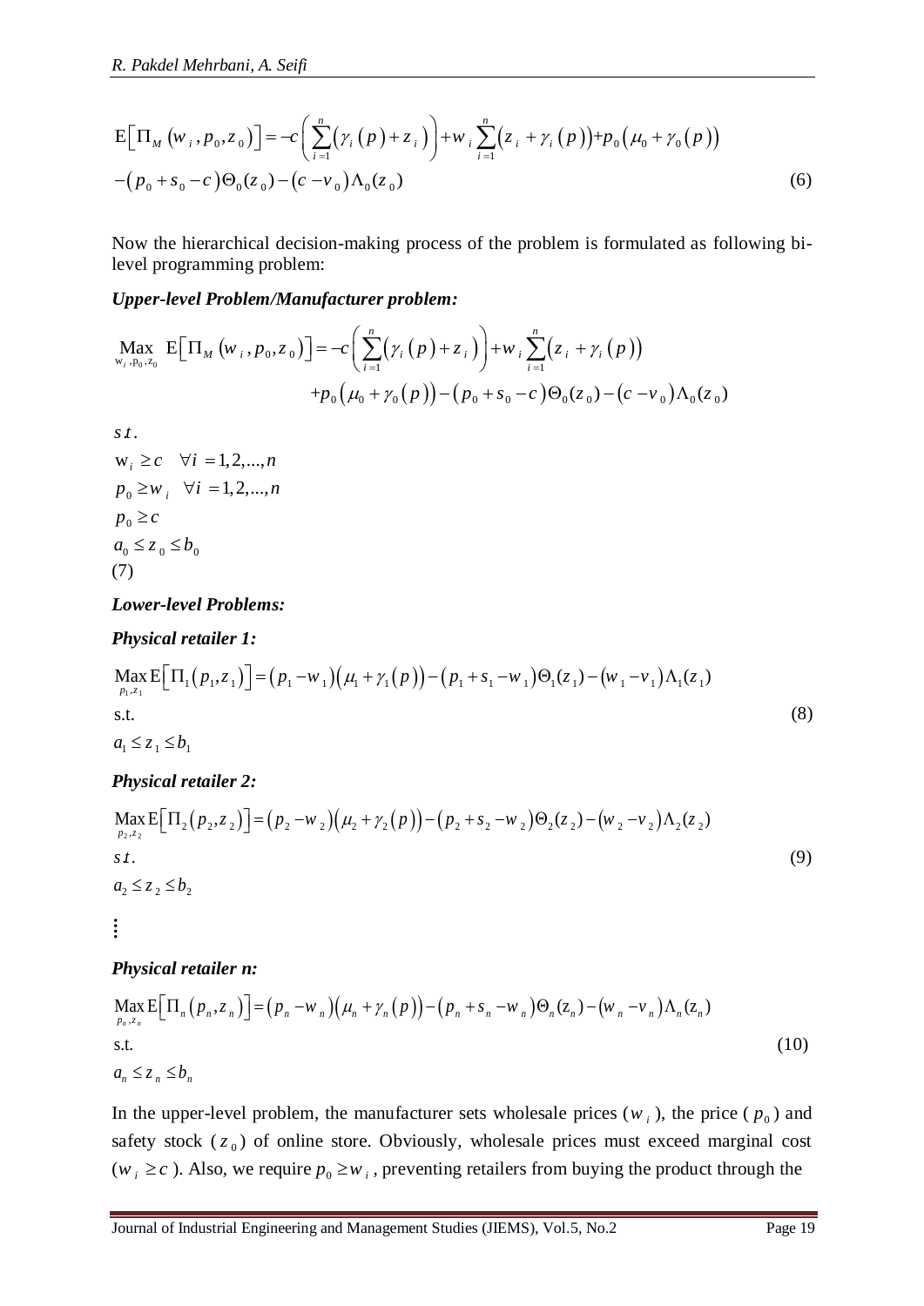$$\mathrm{E}\left[\Pi_M\left(w_i, p_0, z_0\right)\right] = -c\left(\sum_{i=1}^{n}\left(\gamma_i\left(p\right)+z_i\right)\right)+w_i\sum_{i=1}^{n}\left(z_i+\gamma_i\left(p\right)\right)+p_0\left(\mu_0+\gamma_0\left(p\right)\right)$$
$$-\left(p_0+s_0-c\right)\Theta_0(z_0)-\left(c-v_0\right)\Lambda_0(z_0) \tag{6}$$

Now the hierarchical decision-making process of the problem is formulated as following bi-level programming problem:

***Upper-level Problem/Manufacturer problem:***

$$\underset{w_i, p_0, z_0}{\text{Max}}\ \mathrm{E}\left[\Pi_M\left(w_i, p_0, z_0\right)\right] = -c\left(\sum_{i=1}^{n}\left(\gamma_i\left(p\right)+z_i\right)\right)+w_i\sum_{i=1}^{n}\left(z_i+\gamma_i\left(p\right)\right)$$
$$+p_0\left(\mu_0+\gamma_0\left(p\right)\right)-\left(p_0+s_0-c\right)\Theta_0(z_0)-\left(c-v_0\right)\Lambda_0(z_0)$$

$s.t.$

$w_i \geq c \quad \forall i = 1,2,...,n$

$p_0 \geq w_i \quad \forall i = 1,2,...,n$

$p_0 \geq c$

$a_0 \leq z_0 \leq b_0$

(7)

***Lower-level Problems:***

***Physical retailer 1:***

$$\underset{p_1, z_1}{\text{Max}}\,\mathrm{E}\left[\Pi_1\left(p_1, z_1\right)\right] = \left(p_1-w_1\right)\left(\mu_1+\gamma_1\left(p\right)\right)-\left(p_1+s_1-w_1\right)\Theta_1(z_1)-\left(w_1-v_1\right)\Lambda_1(z_1)$$

s.t. (8)

$a_1 \leq z_1 \leq b_1$

***Physical retailer 2:***

$$\underset{p_2, z_2}{\text{Max}}\,\mathrm{E}\left[\Pi_2\left(p_2, z_2\right)\right] = \left(p_2-w_2\right)\left(\mu_2+\gamma_2\left(p\right)\right)-\left(p_2+s_2-w_2\right)\Theta_2(z_2)-\left(w_2-v_2\right)\Lambda_2(z_2)$$

$s.t.$ (9)

$a_2 \leq z_2 \leq b_2$

⋮

***Physical retailer n:***

$$\underset{p_n, z_n}{\text{Max}}\,\mathrm{E}\left[\Pi_n\left(p_n, z_n\right)\right] = \left(p_n-w_n\right)\left(\mu_n+\gamma_n\left(p\right)\right)-\left(p_n+s_n-w_n\right)\Theta_n(z_n)-\left(w_n-v_n\right)\Lambda_n(z_n)$$

s.t. (10)

$a_n \leq z_n \leq b_n$

In the upper-level problem, the manufacturer sets wholesale prices ($w_i$), the price ($p_0$) and safety stock ($z_0$) of online store. Obviously, wholesale prices must exceed marginal cost ($w_i \geq c$). Also, we require $p_0 \geq w_i$, preventing retailers from buying the product through the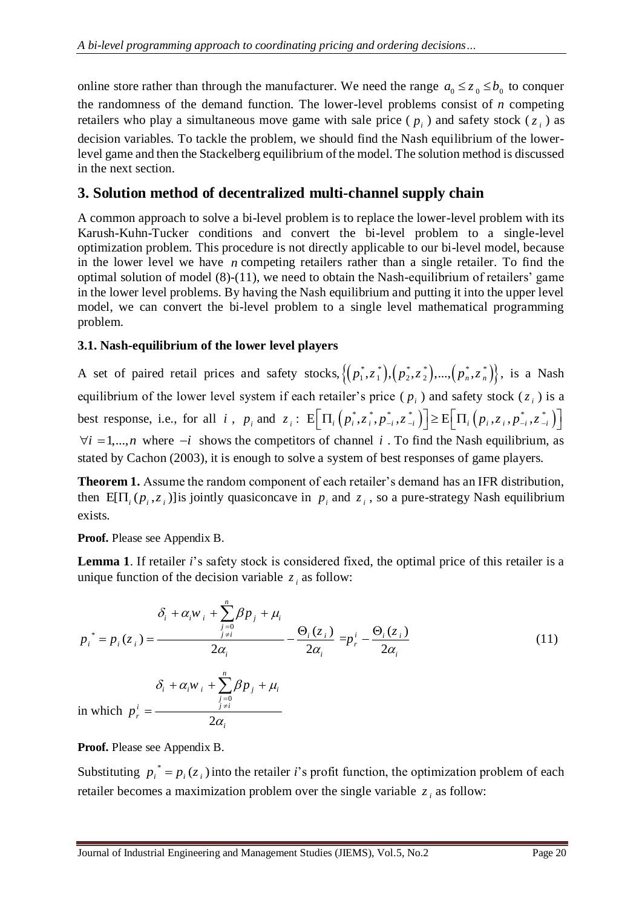online store rather than through the manufacturer. We need the range $a_0 \le z_0 \le b_0$ to conquer the randomness of the demand function. The lower-level problems consist of $n$ competing retailers who play a simultaneous move game with sale price ( $p_i$ ) and safety stock ( $z_i$ ) as decision variables. To tackle the problem, we should find the Nash equilibrium of the lower-level game and then the Stackelberg equilibrium of the model. The solution method is discussed in the next section.

## 3. Solution method of decentralized multi-channel supply chain

A common approach to solve a bi-level problem is to replace the lower-level problem with its Karush-Kuhn-Tucker conditions and convert the bi-level problem to a single-level optimization problem. This procedure is not directly applicable to our bi-level model, because in the lower level we have $n$ competing retailers rather than a single retailer. To find the optimal solution of model (8)-(11), we need to obtain the Nash-equilibrium of retailers' game in the lower level problems. By having the Nash equilibrium and putting it into the upper level model, we can convert the bi-level problem to a single level mathematical programming problem.

### 3.1. Nash-equilibrium of the lower level players

A set of paired retail prices and safety stocks, $\left\{\left(p_1^*, z_1^*\right),\left(p_2^*, z_2^*\right),\ldots,\left(p_n^*, z_n^*\right)\right\}$, is a Nash equilibrium of the lower level system if each retailer's price ( $p_i$ ) and safety stock ( $z_i$ ) is a best response, i.e., for all $i$, $p_i$ and $z_i$: $\mathrm{E}\left[\Pi_i\left(p_i^*, z_i^*, p_{-i}^*, z_{-i}^*\right)\right] \ge \mathrm{E}\left[\Pi_i\left(p_i, z_i, p_{-i}^*, z_{-i}^*\right)\right]$ $\forall i = 1,\ldots,n$ where $-i$ shows the competitors of channel $i$. To find the Nash equilibrium, as stated by Cachon (2003), it is enough to solve a system of best responses of game players.

**Theorem 1.** Assume the random component of each retailer's demand has an IFR distribution, then $\mathrm{E}[\Pi_i(p_i, z_i)]$ is jointly quasiconcave in $p_i$ and $z_i$, so a pure-strategy Nash equilibrium exists.

**Proof.** Please see Appendix B.

**Lemma 1**. If retailer $i$'s safety stock is considered fixed, the optimal price of this retailer is a unique function of the decision variable $z_i$ as follow:

$$p_i^* = p_i(z_i) = \frac{\delta_i + \alpha_i w_i + \sum\limits_{\substack{j=0 \\ j \ne i}}^{n} \beta p_j + \mu_i}{2\alpha_i} - \frac{\Theta_i(z_i)}{2\alpha_i} = p_r^i - \frac{\Theta_i(z_i)}{2\alpha_i} \tag{11}$$

in which $p_r^i = \dfrac{\delta_i + \alpha_i w_i + \sum\limits_{\substack{j=0 \\ j \ne i}}^{n} \beta p_j + \mu_i}{2\alpha_i}$

**Proof.** Please see Appendix B.

Substituting $p_i^* = p_i(z_i)$ into the retailer $i$'s profit function, the optimization problem of each retailer becomes a maximization problem over the single variable $z_i$ as follow: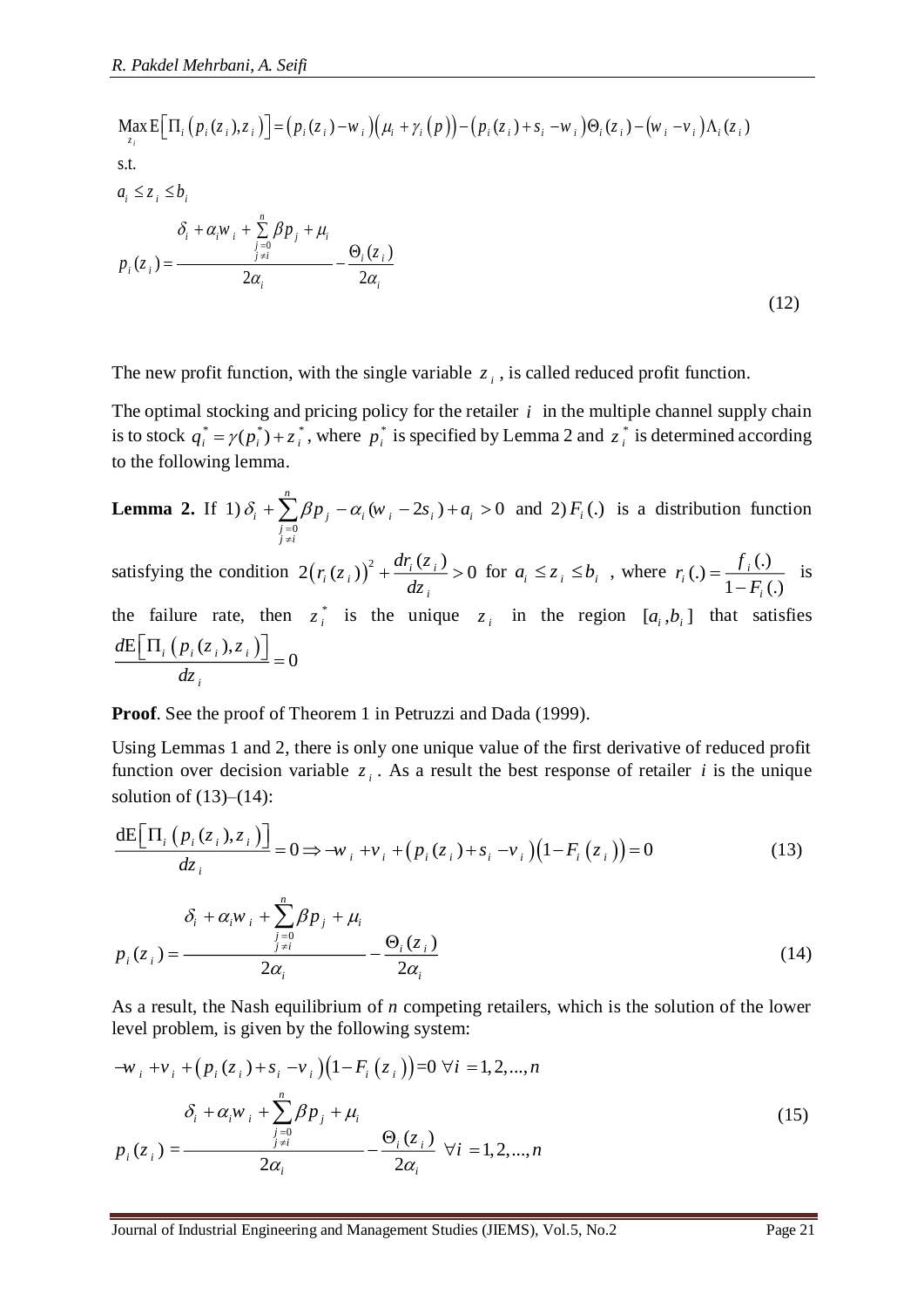$$
\begin{aligned}
&\underset{z_i}{\operatorname{Max}} \mathrm{E}\left[\Pi_i\left(p_i(z_i), z_i\right)\right]=\left(p_i(z_i)-w_i\right)\left(\mu_i+\gamma_i(p)\right)-\left(p_i(z_i)+s_i-w_i\right)\Theta_i(z_i)-\left(w_i-v_i\right)\Lambda_i(z_i) \\
&\text{s.t.} \\
&a_i \leq z_i \leq b_i \\
&p_i(z_i)=\frac{\delta_i+\alpha_i w_i+\sum\limits_{\substack{j=0 \\ j \neq i}}^{n} \beta p_j+\mu_i}{2\alpha_i}-\frac{\Theta_i(z_i)}{2\alpha_i}
\end{aligned} \tag{12}
$$

The new profit function, with the single variable $z_i$, is called reduced profit function.

The optimal stocking and pricing policy for the retailer $i$ in the multiple channel supply chain is to stock $q_i^* = \gamma(p_i^*) + z_i^*$, where $p_i^*$ is specified by Lemma 2 and $z_i^*$ is determined according to the following lemma.

**Lemma 2.** If 1) $\delta_i + \sum\limits_{\substack{j=0 \\ j \neq i}}^{n} \beta p_j - \alpha_i(w_i - 2s_i) + a_i > 0$ and 2) $F_i(.)$ is a distribution function satisfying the condition $2\left(r_i(z_i)\right)^2 + \dfrac{dr_i(z_i)}{dz_i} > 0$ for $a_i \leq z_i \leq b_i$ , where $r_i(.) = \dfrac{f_i(.)}{1 - F_i(.)}$ is the failure rate, then $z_i^*$ is the unique $z_i$ in the region $[a_i, b_i]$ that satisfies $\dfrac{d\mathrm{E}\left[\Pi_i\left(p_i(z_i), z_i\right)\right]}{dz_i} = 0$

**Proof**. See the proof of Theorem 1 in Petruzzi and Dada (1999).

Using Lemmas 1 and 2, there is only one unique value of the first derivative of reduced profit function over decision variable $z_i$. As a result the best response of retailer $i$ is the unique solution of (13)–(14):

$$
\frac{\mathrm{dE}\left[\Pi_i\left(p_i(z_i), z_i\right)\right]}{dz_i} = 0 \Rightarrow -w_i + v_i + \left(p_i(z_i) + s_i - v_i\right)\left(1 - F_i\left(z_i\right)\right) = 0 \tag{13}
$$

$$
p_i(z_i) = \frac{\delta_i + \alpha_i w_i + \sum\limits_{\substack{j=0 \\ j \neq i}}^{n} \beta p_j + \mu_i}{2\alpha_i} - \frac{\Theta_i(z_i)}{2\alpha_i} \tag{14}
$$

As a result, the Nash equilibrium of *n* competing retailers, which is the solution of the lower level problem, is given by the following system:

$$
\begin{aligned}
&-w_i + v_i + \left(p_i(z_i) + s_i - v_i\right)\left(1 - F_i\left(z_i\right)\right) = 0 \ \forall i = 1, 2, ..., n \\
&p_i(z_i) = \frac{\delta_i + \alpha_i w_i + \sum\limits_{\substack{j=0 \\ j \neq i}}^{n} \beta p_j + \mu_i}{2\alpha_i} - \frac{\Theta_i(z_i)}{2\alpha_i} \ \forall i = 1, 2, ..., n
\end{aligned} \tag{15}
$$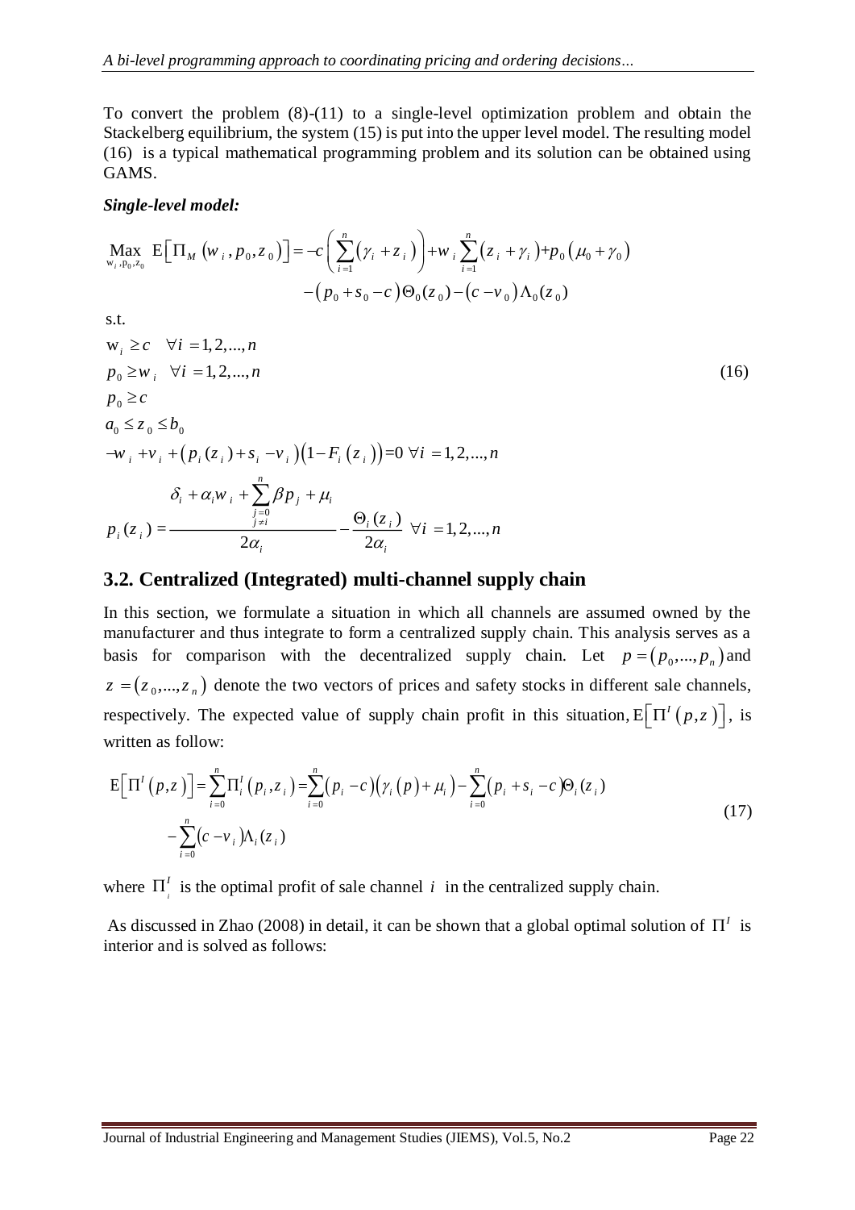To convert the problem (8)-(11) to a single-level optimization problem and obtain the Stackelberg equilibrium, the system (15) is put into the upper level model. The resulting model (16) is a typical mathematical programming problem and its solution can be obtained using GAMS.

***Single-level model:***

$$
\begin{aligned}
\underset{w_i, p_0, z_0}{\text{Max}} \ \mathrm{E}\left[\Pi_M\left(w_i, p_0, z_0\right)\right] = & -c\left(\sum_{i=1}^{n}\left(\gamma_i + z_i\right)\right) + w_i\sum_{i=1}^{n}\left(z_i + \gamma_i\right) + p_0\left(\mu_0 + \gamma_0\right) \\
& -\left(p_0 + s_0 - c\right)\Theta_0(z_0) - \left(c - v_0\right)\Lambda_0(z_0)
\end{aligned}
$$

s.t.

$$
\begin{aligned}
& w_i \geq c \quad \forall i = 1, 2, ..., n \\
& p_0 \geq w_i \quad \forall i = 1, 2, ..., n \\
& p_0 \geq c \\
& a_0 \leq z_0 \leq b_0 \\
& -w_i + v_i + \left(p_i(z_i) + s_i - v_i\right)\left(1 - F_i(z_i)\right) = 0 \ \forall i = 1, 2, ..., n \\
& p_i(z_i) = \frac{\delta_i + \alpha_i w_i + \sum_{\substack{j=0 \\ j \neq i}}^{n} \beta p_j + \mu_i}{2\alpha_i} - \frac{\Theta_i(z_i)}{2\alpha_i} \ \forall i = 1, 2, ..., n
\end{aligned}
\tag{16}
$$

## 3.2. Centralized (Integrated) multi-channel supply chain

In this section, we formulate a situation in which all channels are assumed owned by the manufacturer and thus integrate to form a centralized supply chain. This analysis serves as a basis for comparison with the decentralized supply chain. Let $p = \left(p_0, ..., p_n\right)$ and $z = \left(z_0, ..., z_n\right)$ denote the two vectors of prices and safety stocks in different sale channels, respectively. The expected value of supply chain profit in this situation, $\mathrm{E}\left[\Pi^I\left(p, z\right)\right]$, is written as follow:

$$
\begin{aligned}
\mathrm{E}\left[\Pi^I\left(p, z\right)\right] = \sum_{i=0}^{n}\Pi_i^I\left(p_i, z_i\right) = & \sum_{i=0}^{n}\left(p_i - c\right)\left(\gamma_i\left(p\right) + \mu_i\right) - \sum_{i=0}^{n}\left(p_i + s_i - c\right)\Theta_i(z_i) \\
& - \sum_{i=0}^{n}\left(c - v_i\right)\Lambda_i(z_i)
\end{aligned}
\tag{17}
$$

where $\Pi_i^I$ is the optimal profit of sale channel $i$ in the centralized supply chain.

As discussed in Zhao (2008) in detail, it can be shown that a global optimal solution of $\Pi^I$ is interior and is solved as follows: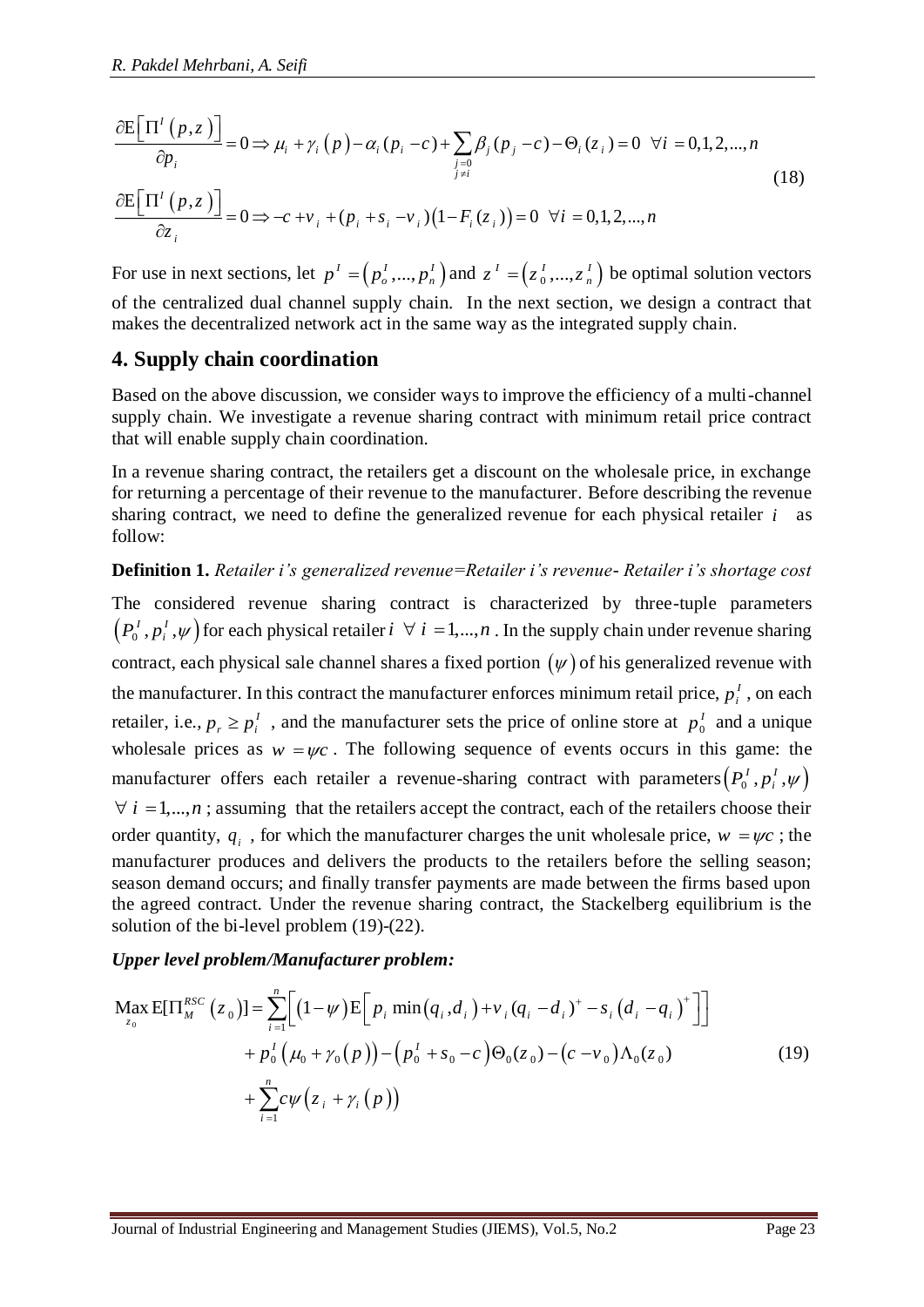$$
\begin{aligned}
&\frac{\partial \mathrm{E}\left[\Pi^{I}\left(p,z\right)\right]}{\partial p_{i}}=0 \Rightarrow \mu_{i}+\gamma_{i}\left(p\right)-\alpha_{i}(p_{i}-c)+\sum_{\substack{j=0\\ j\neq i}}\beta_{j}(p_{j}-c)-\Theta_{i}(z_{i})=0 \;\; \forall i=0,1,2,...,n \\
&\frac{\partial \mathrm{E}\left[\Pi^{I}\left(p,z\right)\right]}{\partial z_{i}}=0 \Rightarrow -c+v_{i}+(p_{i}+s_{i}-v_{i})\left(1-F_{i}(z_{i})\right)=0 \;\; \forall i=0,1,2,...,n
\end{aligned}
\tag{18}
$$

For use in next sections, let $p^{I}=\left(p_{o}^{I},...,p_{n}^{I}\right)$ and $z^{I}=\left(z_{0}^{I},...,z_{n}^{I}\right)$ be optimal solution vectors of the centralized dual channel supply chain. In the next section, we design a contract that makes the decentralized network act in the same way as the integrated supply chain.

## 4. Supply chain coordination

Based on the above discussion, we consider ways to improve the efficiency of a multi-channel supply chain. We investigate a revenue sharing contract with minimum retail price contract that will enable supply chain coordination.

In a revenue sharing contract, the retailers get a discount on the wholesale price, in exchange for returning a percentage of their revenue to the manufacturer. Before describing the revenue sharing contract, we need to define the generalized revenue for each physical retailer $i$ as follow:

**Definition 1.** *Retailer i's generalized revenue=Retailer i's revenue- Retailer i's shortage cost*

The considered revenue sharing contract is characterized by three-tuple parameters $\left(P_{0}^{I},p_{i}^{I},\psi\right)$ for each physical retailer $i\;\forall\; i=1,...,n$. In the supply chain under revenue sharing contract, each physical sale channel shares a fixed portion $\left(\psi\right)$ of his generalized revenue with the manufacturer. In this contract the manufacturer enforces minimum retail price, $p_{i}^{I}$, on each retailer, i.e., $p_{r}\geq p_{i}^{I}$, and the manufacturer sets the price of online store at $p_{0}^{I}$ and a unique wholesale prices as $w=\psi c$. The following sequence of events occurs in this game: the manufacturer offers each retailer a revenue-sharing contract with parameters $\left(P_{0}^{I},p_{i}^{I},\psi\right)$ $\forall\; i=1,...,n$; assuming that the retailers accept the contract, each of the retailers choose their order quantity, $q_{i}$, for which the manufacturer charges the unit wholesale price, $w=\psi c$; the manufacturer produces and delivers the products to the retailers before the selling season; season demand occurs; and finally transfer payments are made between the firms based upon the agreed contract. Under the revenue sharing contract, the Stackelberg equilibrium is the solution of the bi-level problem (19)-(22).

***Upper level problem/Manufacturer problem:***

$$
\begin{aligned}
\underset{z_{0}}{\mathrm{Max}}\; \mathrm{E}[\Pi_{M}^{RSC}\left(z_{0}\right)]=&\sum_{i=1}^{n}\Big[\left(1-\psi\right)\mathrm{E}\Big[p_{i}\min\left(q_{i},d_{i}\right)+v_{i}(q_{i}-d_{i})^{+}-s_{i}\left(d_{i}-q_{i}\right)^{+}\Big]\Big] \\
&+p_{0}^{I}\left(\mu_{0}+\gamma_{0}\left(p\right)\right)-\left(p_{0}^{I}+s_{0}-c\right)\Theta_{0}(z_{0})-\left(c-v_{0}\right)\Lambda_{0}(z_{0}) \\
&+\sum_{i=1}^{n}c\psi\left(z_{i}+\gamma_{i}\left(p\right)\right)
\end{aligned}
\tag{19}
$$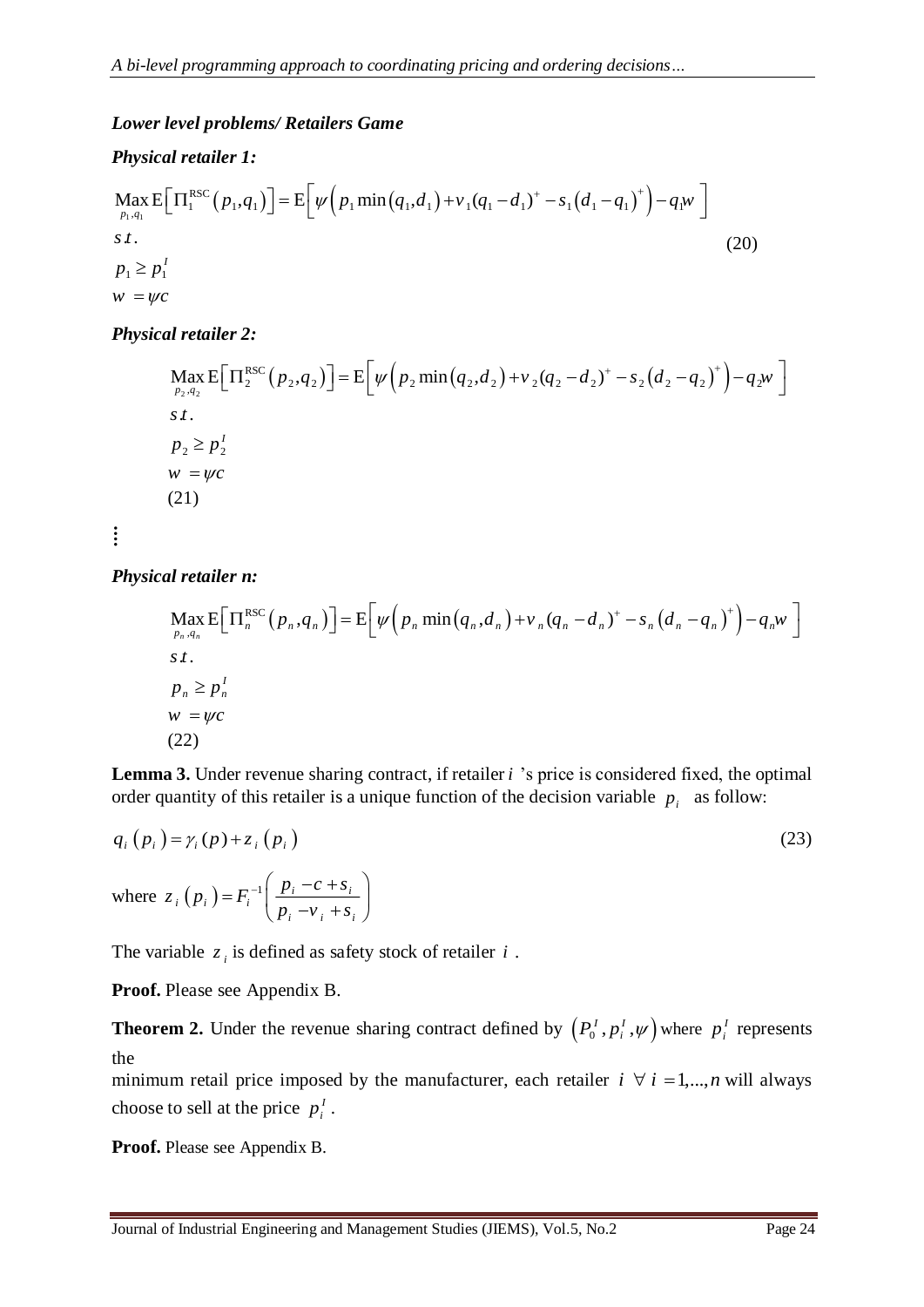***Lower level problems/ Retailers Game***

***Physical retailer 1:***

$$
\begin{aligned}
&\underset{p_1,q_1}{\text{Max}}\, \mathrm{E}\left[\Pi_1^{\text{RSC}}\left(p_1,q_1\right)\right] = \mathrm{E}\left[\psi\left(p_1 \min\left(q_1,d_1\right) + v_1(q_1-d_1)^+ - s_1\left(d_1-q_1\right)^+\right) - q_1 w\right] \\
&s.t. \\
&p_1 \geq p_1^I \\
&w = \psi c
\end{aligned}
\tag{20}
$$

***Physical retailer 2:***

$$
\begin{aligned}
&\underset{p_2,q_2}{\text{Max}}\, \mathrm{E}\left[\Pi_2^{\text{RSC}}\left(p_2,q_2\right)\right] = \mathrm{E}\left[\psi\left(p_2 \min\left(q_2,d_2\right) + v_2(q_2-d_2)^+ - s_2\left(d_2-q_2\right)^+\right) - q_2 w\right] \\
&s.t. \\
&p_2 \geq p_2^I \\
&w = \psi c
\end{aligned}
\tag{21}
$$

⋮

***Physical retailer n:***

$$
\begin{aligned}
&\underset{p_n,q_n}{\text{Max}}\, \mathrm{E}\left[\Pi_n^{\text{RSC}}\left(p_n,q_n\right)\right] = \mathrm{E}\left[\psi\left(p_n \min\left(q_n,d_n\right) + v_n(q_n-d_n)^+ - s_n\left(d_n-q_n\right)^+\right) - q_n w\right] \\
&s.t. \\
&p_n \geq p_n^I \\
&w = \psi c
\end{aligned}
\tag{22}
$$

**Lemma 3.** Under revenue sharing contract, if retailer $i$ 's price is considered fixed, the optimal order quantity of this retailer is a unique function of the decision variable $p_i$ as follow:

$$
q_i\left(p_i\right) = \gamma_i(p) + z_i\left(p_i\right) \tag{23}
$$

where $z_i\left(p_i\right) = F_i^{-1}\left(\dfrac{p_i - c + s_i}{p_i - v_i + s_i}\right)$

The variable $z_i$ is defined as safety stock of retailer $i$ .

**Proof.** Please see Appendix B.

**Theorem 2.** Under the revenue sharing contract defined by $\left(P_0^I, p_i^I, \psi\right)$ where $p_i^I$ represents the minimum retail price imposed by the manufacturer, each retailer $i \ \forall\ i = 1,...,n$ will always choose to sell at the price $p_i^I$ .

**Proof.** Please see Appendix B.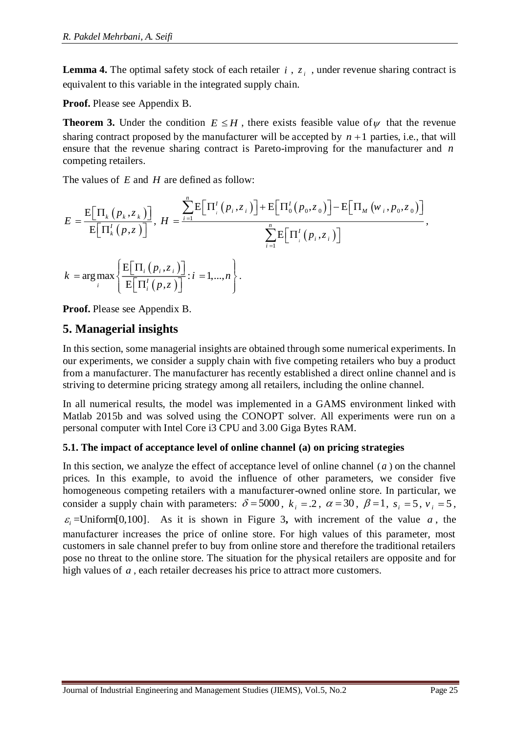**Lemma 4.** The optimal safety stock of each retailer $i$, $z_i$, under revenue sharing contract is equivalent to this variable in the integrated supply chain.

**Proof.** Please see Appendix B.

**Theorem 3.** Under the condition $E \le H$, there exists feasible value of $\psi$ that the revenue sharing contract proposed by the manufacturer will be accepted by $n+1$ parties, i.e., that will ensure that the revenue sharing contract is Pareto-improving for the manufacturer and $n$ competing retailers.

The values of $E$ and $H$ are defined as follow:

$$E = \frac{\mathrm{E}\left[\Pi_k\left(p_k, z_k\right)\right]}{\mathrm{E}\left[\Pi_k^I\left(p, z\right)\right]},\; H = \frac{\sum_{i=1}^{n} \mathrm{E}\left[\Pi_i^I\left(p_i, z_i\right)\right] + \mathrm{E}\left[\Pi_0^I\left(p_0, z_0\right)\right] - \mathrm{E}\left[\Pi_M\left(w_i, p_0, z_0\right)\right]}{\sum_{i=1}^{n} \mathrm{E}\left[\Pi_i^I\left(p_i, z_i\right)\right]},$$

$$k = \arg\max_i \left\{ \frac{\mathrm{E}\left[\Pi_i\left(p_i, z_i\right)\right]}{\mathrm{E}\left[\Pi_i^I\left(p, z\right)\right]} : i = 1, \ldots, n \right\}.$$

**Proof.** Please see Appendix B.

## 5. Managerial insights

In this section, some managerial insights are obtained through some numerical experiments. In our experiments, we consider a supply chain with five competing retailers who buy a product from a manufacturer. The manufacturer has recently established a direct online channel and is striving to determine pricing strategy among all retailers, including the online channel.

In all numerical results, the model was implemented in a GAMS environment linked with Matlab 2015b and was solved using the CONOPT solver. All experiments were run on a personal computer with Intel Core i3 CPU and 3.00 Giga Bytes RAM.

### 5.1. The impact of acceptance level of online channel (a) on pricing strategies

In this section, we analyze the effect of acceptance level of online channel ($a$) on the channel prices. In this example, to avoid the influence of other parameters, we consider five homogeneous competing retailers with a manufacturer-owned online store. In particular, we consider a supply chain with parameters: $\delta = 5000$, $k_i = .2$, $\alpha = 30$, $\beta = 1$, $s_i = 5$, $v_i = 5$, $\varepsilon_i$=Uniform[0,100]. As it is shown in Figure 3**,** with increment of the value $a$, the manufacturer increases the price of online store. For high values of this parameter, most customers in sale channel prefer to buy from online store and therefore the traditional retailers pose no threat to the online store. The situation for the physical retailers are opposite and for high values of $a$, each retailer decreases his price to attract more customers.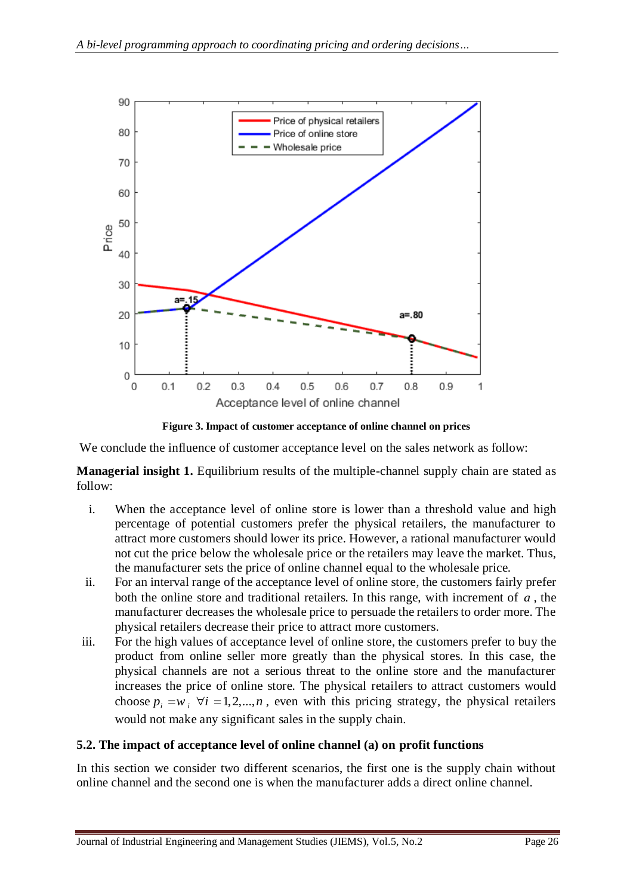**Figure 3. Impact of customer acceptance of online channel on prices**

We conclude the influence of customer acceptance level on the sales network as follow:

**Managerial insight 1.** Equilibrium results of the multiple-channel supply chain are stated as follow:

i. When the acceptance level of online store is lower than a threshold value and high percentage of potential customers prefer the physical retailers, the manufacturer to attract more customers should lower its price. However, a rational manufacturer would not cut the price below the wholesale price or the retailers may leave the market. Thus, the manufacturer sets the price of online channel equal to the wholesale price.

ii. For an interval range of the acceptance level of online store, the customers fairly prefer both the online store and traditional retailers. In this range, with increment of $a$, the manufacturer decreases the wholesale price to persuade the retailers to order more. The physical retailers decrease their price to attract more customers.

iii. For the high values of acceptance level of online store, the customers prefer to buy the product from online seller more greatly than the physical stores. In this case, the physical channels are not a serious threat to the online store and the manufacturer increases the price of online store. The physical retailers to attract customers would choose $p_i = w_i \ \forall i = 1,2,...,n$, even with this pricing strategy, the physical retailers would not make any significant sales in the supply chain.

### 5.2. The impact of acceptance level of online channel (a) on profit functions

In this section we consider two different scenarios, the first one is the supply chain without online channel and the second one is when the manufacturer adds a direct online channel.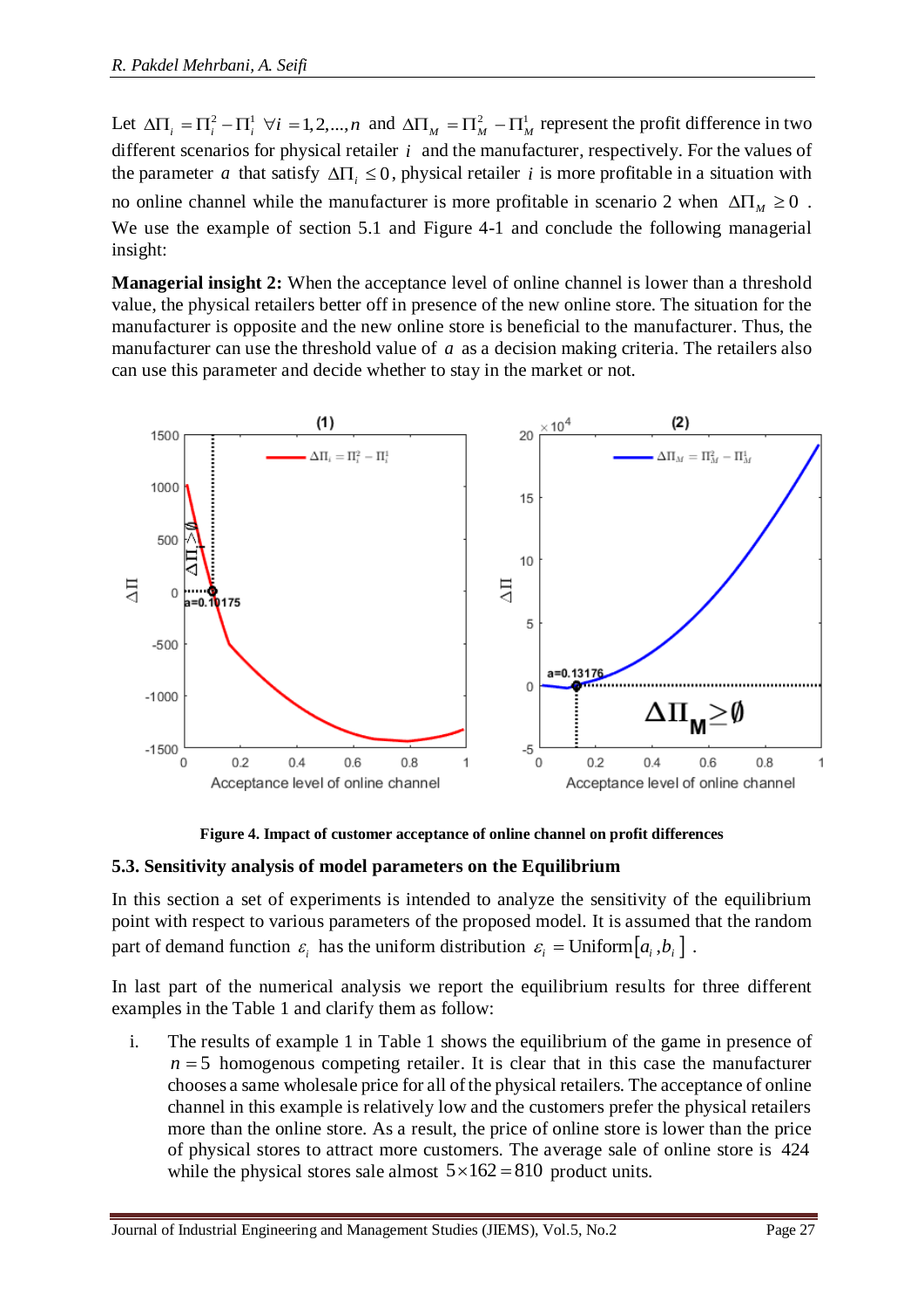Let $\Delta\Pi_i = \Pi_i^2 - \Pi_i^1 \ \forall i = 1,2,...,n$ and $\Delta\Pi_M = \Pi_M^2 - \Pi_M^1$ represent the profit difference in two different scenarios for physical retailer $i$ and the manufacturer, respectively. For the values of the parameter $a$ that satisfy $\Delta\Pi_i \leq 0$, physical retailer $i$ is more profitable in a situation with no online channel while the manufacturer is more profitable in scenario 2 when $\Delta\Pi_M \geq 0$. We use the example of section 5.1 and Figure 4-1 and conclude the following managerial insight:

**Managerial insight 2:** When the acceptance level of online channel is lower than a threshold value, the physical retailers better off in presence of the new online store. The situation for the manufacturer is opposite and the new online store is beneficial to the manufacturer. Thus, the manufacturer can use the threshold value of $a$ as a decision making criteria. The retailers also can use this parameter and decide whether to stay in the market or not.

**Figure 4. Impact of customer acceptance of online channel on profit differences**

### 5.3. Sensitivity analysis of model parameters on the Equilibrium

In this section a set of experiments is intended to analyze the sensitivity of the equilibrium point with respect to various parameters of the proposed model. It is assumed that the random part of demand function $\varepsilon_i$ has the uniform distribution $\varepsilon_i = \text{Uniform}[a_i, b_i]$.

In last part of the numerical analysis we report the equilibrium results for three different examples in the Table 1 and clarify them as follow:

i. The results of example 1 in Table 1 shows the equilibrium of the game in presence of $n = 5$ homogenous competing retailer. It is clear that in this case the manufacturer chooses a same wholesale price for all of the physical retailers. The acceptance of online channel in this example is relatively low and the customers prefer the physical retailers more than the online store. As a result, the price of online store is lower than the price of physical stores to attract more customers. The average sale of online store is $424$ while the physical stores sale almost $5 \times 162 = 810$ product units.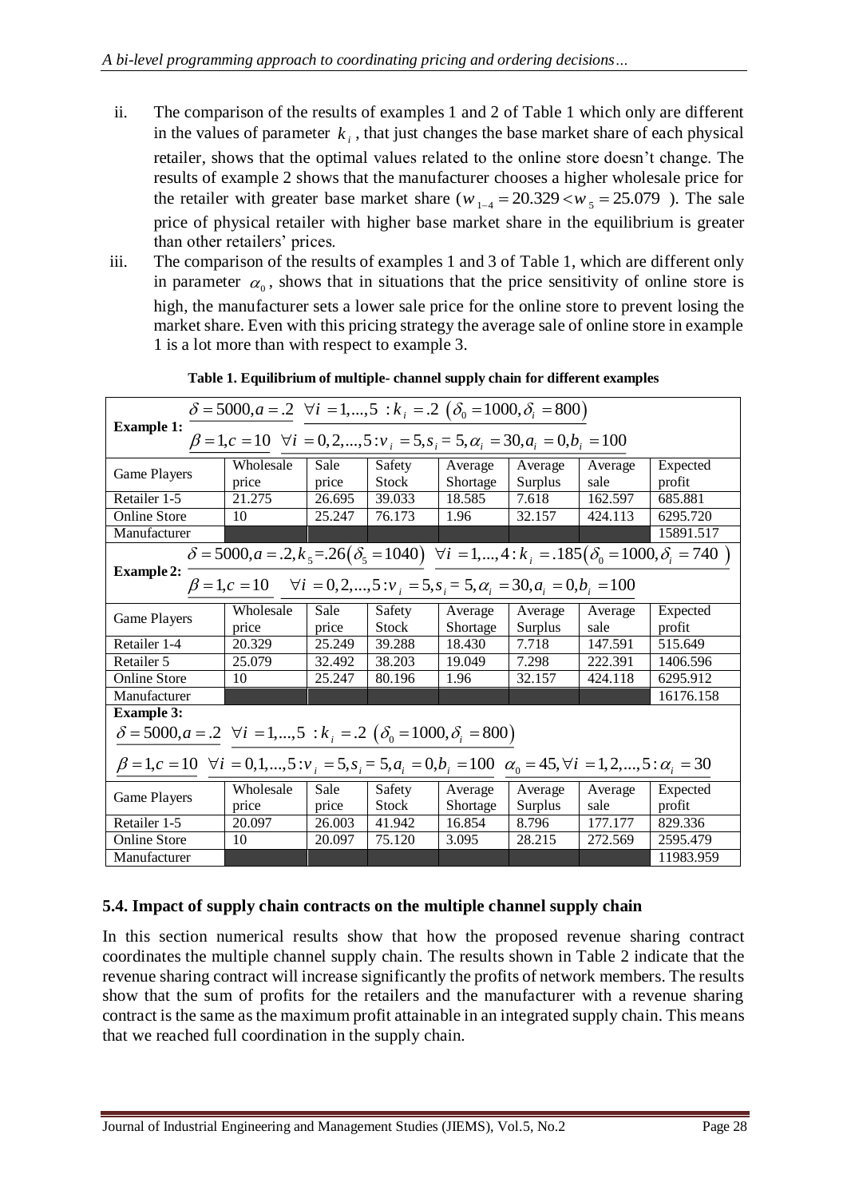ii. The comparison of the results of examples 1 and 2 of Table 1 which only are different in the values of parameter $k_i$, that just changes the base market share of each physical retailer, shows that the optimal values related to the online store doesn't change. The results of example 2 shows that the manufacturer chooses a higher wholesale price for the retailer with greater base market share ($w_{1-4} = 20.329 < w_5 = 25.079$ ). The sale price of physical retailer with higher base market share in the equilibrium is greater than other retailers' prices.

iii. The comparison of the results of examples 1 and 3 of Table 1, which are different only in parameter $\alpha_0$, shows that in situations that the price sensitivity of online store is high, the manufacturer sets a lower sale price for the online store to prevent losing the market share. Even with this pricing strategy the average sale of online store in example 1 is a lot more than with respect to example 3.

**Table 1. Equilibrium of multiple- channel supply chain for different examples**

| **Example 1:** $\delta = 5000, a = .2 \ \ \forall i = 1,...,5 : k_i = .2 \ \left(\delta_0 = 1000, \delta_i = 800\right)$; $\beta = 1, c = 10 \ \ \forall i = 0,2,...,5 : v_i = 5, s_i = 5, \alpha_i = 30, a_i = 0, b_i = 100$ | | | | | | | |
|---|---|---|---|---|---|---|---|
| Game Players | Wholesale price | Sale price | Safety Stock | Average Shortage | Average Surplus | Average sale | Expected profit |
| Retailer 1-5 | 21.275 | 26.695 | 39.033 | 18.585 | 7.618 | 162.597 | 685.881 |
| Online Store | 10 | 25.247 | 76.173 | 1.96 | 32.157 | 424.113 | 6295.720 |
| Manufacturer | | | | | | | 15891.517 |
| **Example 2:** $\delta = 5000, a = .2, k_5 = .26\left(\delta_5 = 1040\right) \ \ \forall i = 1,...,4 : k_i = .185\left(\delta_0 = 1000, \delta_i = 740\right)$; $\beta = 1, c = 10 \ \ \forall i = 0,2,...,5 : v_i = 5, s_i = 5, \alpha_i = 30, a_i = 0, b_i = 100$ | | | | | | | |
| Game Players | Wholesale price | Sale price | Safety Stock | Average Shortage | Average Surplus | Average sale | Expected profit |
| Retailer 1-4 | 20.329 | 25.249 | 39.288 | 18.430 | 7.718 | 147.591 | 515.649 |
| Retailer 5 | 25.079 | 32.492 | 38.203 | 19.049 | 7.298 | 222.391 | 1406.596 |
| Online Store | 10 | 25.247 | 80.196 | 1.96 | 32.157 | 424.118 | 6295.912 |
| Manufacturer | | | | | | | 16176.158 |
| **Example 3:** $\delta = 5000, a = .2 \ \ \forall i = 1,...,5 : k_i = .2 \ \left(\delta_0 = 1000, \delta_i = 800\right)$; $\beta = 1, c = 10 \ \ \forall i = 0,1,...,5 : v_i = 5, s_i = 5, a_i = 0, b_i = 100 \ \ \alpha_0 = 45, \forall i = 1,2,...,5 : \alpha_i = 30$ | | | | | | | |
| Game Players | Wholesale price | Sale price | Safety Stock | Average Shortage | Average Surplus | Average sale | Expected profit |
| Retailer 1-5 | 20.097 | 26.003 | 41.942 | 16.854 | 8.796 | 177.177 | 829.336 |
| Online Store | 10 | 20.097 | 75.120 | 3.095 | 28.215 | 272.569 | 2595.479 |
| Manufacturer | | | | | | | 11983.959 |

### 5.4. Impact of supply chain contracts on the multiple channel supply chain

In this section numerical results show that how the proposed revenue sharing contract coordinates the multiple channel supply chain. The results shown in Table 2 indicate that the revenue sharing contract will increase significantly the profits of network members. The results show that the sum of profits for the retailers and the manufacturer with a revenue sharing contract is the same as the maximum profit attainable in an integrated supply chain. This means that we reached full coordination in the supply chain.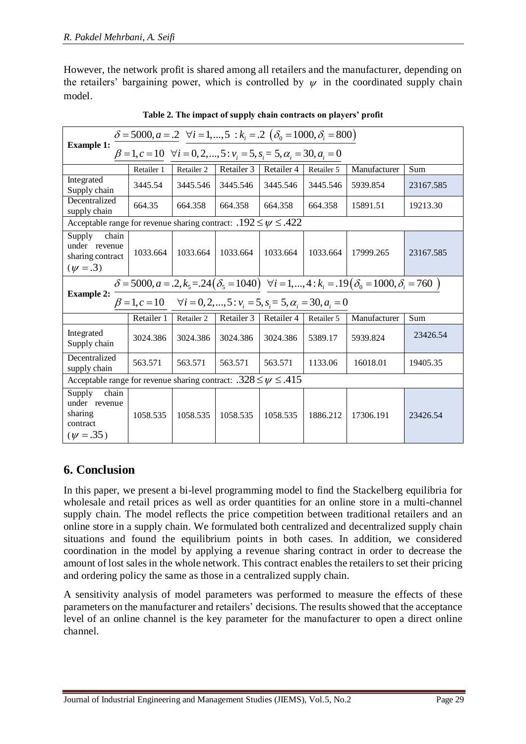However, the network profit is shared among all retailers and the manufacturer, depending on the retailers' bargaining power, which is controlled by $\psi$ in the coordinated supply chain model.

**Table 2. The impact of supply chain contracts on players' profit**

| **Example 1:** $\delta = 5000, a = .2 \ \ \forall i = 1,...,5 : k_i = .2 \ (\delta_0 = 1000, \delta_i = 800)$ $\beta = 1, c = 10 \ \ \forall i = 0,2,...,5 : v_i = 5, s_i = 5, \alpha_i = 30, a_i = 0$ | | | | | | | |
|---|---|---|---|---|---|---|---|
| | Retailer 1 | Retailer 2 | Retailer 3 | Retailer 4 | Retailer 5 | Manufacturer | Sum |
| Integrated Supply chain | 3445.54 | 3445.546 | 3445.546 | 3445.546 | 3445.546 | 5939.854 | 23167.585 |
| Decentralized supply chain | 664.35 | 664.358 | 664.358 | 664.358 | 664.358 | 15891.51 | 19213.30 |
| Acceptable range for revenue sharing contract: $.192 \le \psi \le .422$ | | | | | | | |
| Supply chain under revenue sharing contract ($\psi = .3$) | 1033.664 | 1033.664 | 1033.664 | 1033.664 | 1033.664 | 17999.265 | 23167.585 |
| **Example 2:** $\delta = 5000, a = .2, k_5 = .24 (\delta_5 = 1040) \ \ \forall i = 1,...,4 : k_i = .19 (\delta_0 = 1000, \delta_i = 760)$ $\beta = 1, c = 10 \ \ \forall i = 0,2,...,5 : v_i = 5, s_i = 5, \alpha_i = 30, a_i = 0$ | | | | | | | |
| | Retailer 1 | Retailer 2 | Retailer 3 | Retailer 4 | Retailer 5 | Manufacturer | Sum |
| Integrated Supply chain | 3024.386 | 3024.386 | 3024.386 | 3024.386 | 5389.17 | 5939.824 | 23426.54 |
| Decentralized supply chain | 563.571 | 563.571 | 563.571 | 563.571 | 1133.06 | 16018.01 | 19405.35 |
| Acceptable range for revenue sharing contract: $.328 \le \psi \le .415$ | | | | | | | |
| Supply chain under revenue sharing contract ($\psi = .35$) | 1058.535 | 1058.535 | 1058.535 | 1058.535 | 1886.212 | 17306.191 | 23426.54 |

## 6. Conclusion

In this paper, we present a bi-level programming model to find the Stackelberg equilibria for wholesale and retail prices as well as order quantities for an online store in a multi-channel supply chain. The model reflects the price competition between traditional retailers and an online store in a supply chain. We formulated both centralized and decentralized supply chain situations and found the equilibrium points in both cases. In addition, we considered coordination in the model by applying a revenue sharing contract in order to decrease the amount of lost sales in the whole network. This contract enables the retailers to set their pricing and ordering policy the same as those in a centralized supply chain.

A sensitivity analysis of model parameters was performed to measure the effects of these parameters on the manufacturer and retailers' decisions. The results showed that the acceptance level of an online channel is the key parameter for the manufacturer to open a direct online channel.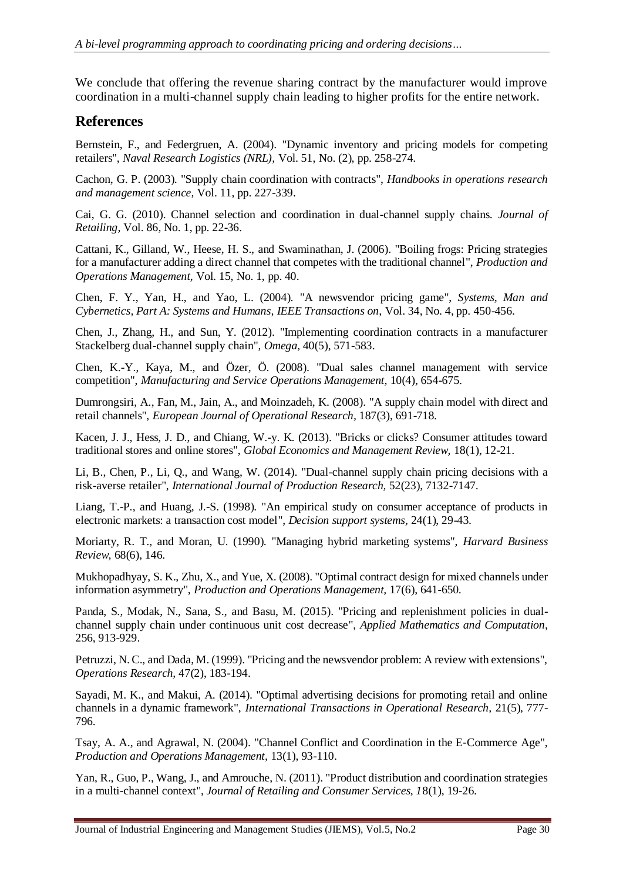We conclude that offering the revenue sharing contract by the manufacturer would improve coordination in a multi-channel supply chain leading to higher profits for the entire network.

## References

Bernstein, F., and Federgruen, A. (2004). "Dynamic inventory and pricing models for competing retailers", *Naval Research Logistics (NRL),* Vol. 51, No. (2), pp. 258-274.

Cachon, G. P. (2003). "Supply chain coordination with contracts", *Handbooks in operations research and management science,* Vol. 11, pp. 227-339.

Cai, G. G. (2010). Channel selection and coordination in dual-channel supply chains. *Journal of Retailing,* Vol. 86, No. 1, pp. 22-36.

Cattani, K., Gilland, W., Heese, H. S., and Swaminathan, J. (2006). "Boiling frogs: Pricing strategies for a manufacturer adding a direct channel that competes with the traditional channel", *Production and Operations Management,* Vol. 15, No. 1, pp. 40.

Chen, F. Y., Yan, H., and Yao, L. (2004). "A newsvendor pricing game", *Systems, Man and Cybernetics, Part A: Systems and Humans, IEEE Transactions on,* Vol. 34, No. 4, pp. 450-456.

Chen, J., Zhang, H., and Sun, Y. (2012). "Implementing coordination contracts in a manufacturer Stackelberg dual-channel supply chain", *Omega,* 40(5), 571-583.

Chen, K.-Y., Kaya, M., and Özer, Ö. (2008). "Dual sales channel management with service competition", *Manufacturing and Service Operations Management,* 10(4), 654-675.

Dumrongsiri, A., Fan, M., Jain, A., and Moinzadeh, K. (2008). "A supply chain model with direct and retail channels", *European Journal of Operational Research,* 187(3), 691-718.

Kacen, J. J., Hess, J. D., and Chiang, W.-y. K. (2013). "Bricks or clicks? Consumer attitudes toward traditional stores and online stores", *Global Economics and Management Review,* 18(1), 12-21.

Li, B., Chen, P., Li, Q., and Wang, W. (2014). "Dual-channel supply chain pricing decisions with a risk-averse retailer", *International Journal of Production Research,* 52(23), 7132-7147.

Liang, T.-P., and Huang, J.-S. (1998). "An empirical study on consumer acceptance of products in electronic markets: a transaction cost model", *Decision support systems,* 24(1), 29-43.

Moriarty, R. T., and Moran, U. (1990). "Managing hybrid marketing systems", *Harvard Business Review,* 68(6), 146.

Mukhopadhyay, S. K., Zhu, X., and Yue, X. (2008). "Optimal contract design for mixed channels under information asymmetry", *Production and Operations Management,* 17(6), 641-650.

Panda, S., Modak, N., Sana, S., and Basu, M. (2015). "Pricing and replenishment policies in dual-channel supply chain under continuous unit cost decrease", *Applied Mathematics and Computation*, 256, 913-929.

Petruzzi, N. C., and Dada, M. (1999). "Pricing and the newsvendor problem: A review with extensions", *Operations Research,* 47(2), 183-194.

Sayadi, M. K., and Makui, A. (2014). "Optimal advertising decisions for promoting retail and online channels in a dynamic framework", *International Transactions in Operational Research,* 21(5), 777-796.

Tsay, A. A., and Agrawal, N. (2004). "Channel Conflict and Coordination in the E-Commerce Age", *Production and Operations Management,* 13(1), 93-110.

Yan, R., Guo, P., Wang, J., and Amrouche, N. (2011). "Product distribution and coordination strategies in a multi-channel context", *Journal of Retailing and Consumer Services, 1*8(1), 19-26.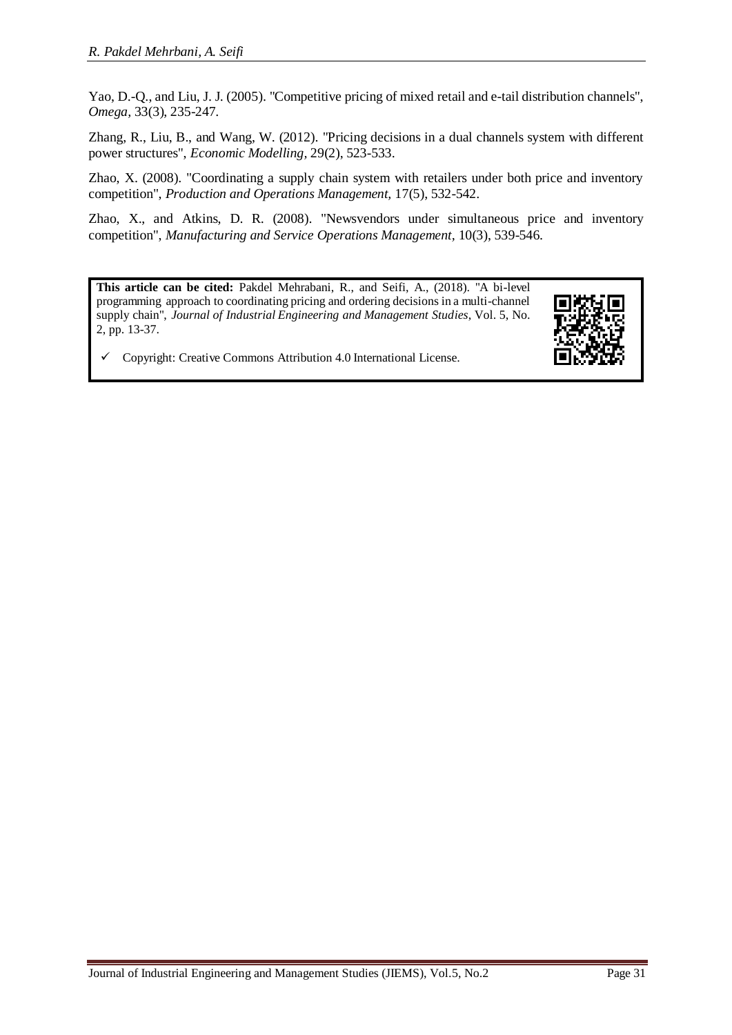Yao, D.-Q., and Liu, J. J. (2005). "Competitive pricing of mixed retail and e-tail distribution channels", *Omega*, 33(3), 235-247.

Zhang, R., Liu, B., and Wang, W. (2012). "Pricing decisions in a dual channels system with different power structures", *Economic Modelling*, 29(2), 523-533.

Zhao, X. (2008). "Coordinating a supply chain system with retailers under both price and inventory competition", *Production and Operations Management*, 17(5), 532-542.

Zhao, X., and Atkins, D. R. (2008). "Newsvendors under simultaneous price and inventory competition", *Manufacturing and Service Operations Management*, 10(3), 539-546.

**This article can be cited:** Pakdel Mehrabani, R., and Seifi, A., (2018). "A bi-level programming approach to coordinating pricing and ordering decisions in a multi-channel supply chain", *Journal of Industrial Engineering and Management Studies*, Vol. 5, No. 2, pp. 13-37.

- ✓ Copyright: Creative Commons Attribution 4.0 International License.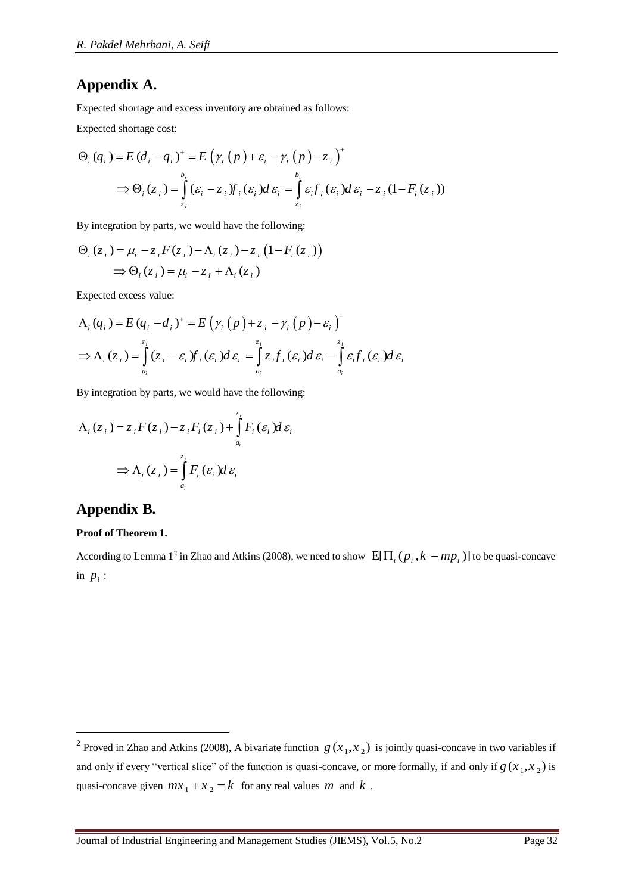## Appendix A.

Expected shortage and excess inventory are obtained as follows:

Expected shortage cost:

$$\Theta_i(q_i) = E(d_i - q_i)^+ = E\left(\gamma_i\left(p\right) + \varepsilon_i - \gamma_i\left(p\right) - z_i\right)^+$$

$$\Rightarrow \Theta_i(z_i) = \int_{z_i}^{b_i} (\varepsilon_i - z_i) f_i(\varepsilon_i) d\varepsilon_i = \int_{z_i}^{b_i} \varepsilon_i f_i(\varepsilon_i) d\varepsilon_i - z_i(1 - F_i(z_i))$$

By integration by parts, we would have the following:

$$\Theta_i(z_i) = \mu_i - z_i F(z_i) - \Lambda_i(z_i) - z_i\left(1 - F_i(z_i)\right)$$

$$\Rightarrow \Theta_i(z_i) = \mu_i - z_i + \Lambda_i(z_i)$$

Expected excess value:

$$\Lambda_i(q_i) = E(q_i - d_i)^+ = E\left(\gamma_i\left(p\right) + z_i - \gamma_i\left(p\right) - \varepsilon_i\right)^+$$

$$\Rightarrow \Lambda_i(z_i) = \int_{a_i}^{z_i} (z_i - \varepsilon_i) f_i(\varepsilon_i) d\varepsilon_i = \int_{a_i}^{z_i} z_i f_i(\varepsilon_i) d\varepsilon_i - \int_{a_i}^{z_i} \varepsilon_i f_i(\varepsilon_i) d\varepsilon_i$$

By integration by parts, we would have the following:

$$\Lambda_i(z_i) = z_i F(z_i) - z_i F_i(z_i) + \int_{a_i}^{z_i} F_i(\varepsilon_i) d\varepsilon_i$$

$$\Rightarrow \Lambda_i(z_i) = \int_{a_i}^{z_i} F_i(\varepsilon_i) d\varepsilon_i$$

## Appendix B.

**Proof of Theorem 1.**

According to Lemma 1[2] in Zhao and Atkins (2008), we need to show $\mathrm{E}[\Pi_i(p_i, k - mp_i)]$ to be quasi-concave in $p_i$ :

[2] Proved in Zhao and Atkins (2008), A bivariate function $g(x_1, x_2)$ is jointly quasi-concave in two variables if and only if every "vertical slice" of the function is quasi-concave, or more formally, if and only if $g(x_1, x_2)$ is quasi-concave given $mx_1 + x_2 = k$ for any real values $m$ and $k$ .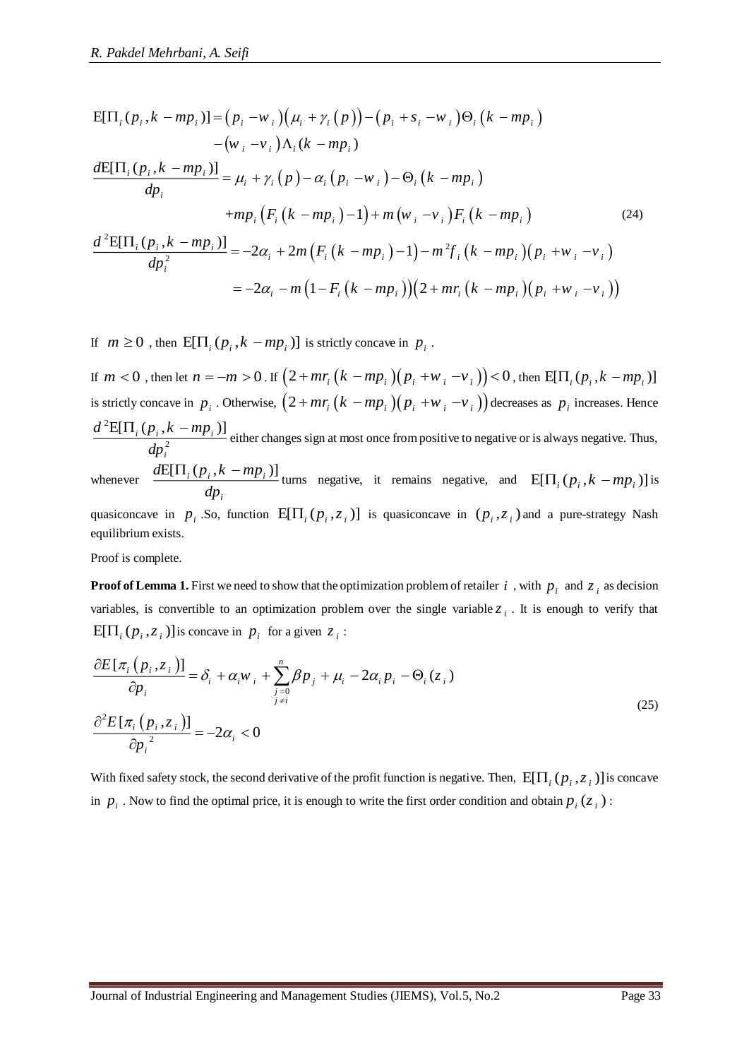$$
\begin{aligned}
\mathrm{E}[\Pi_i(p_i, k-mp_i)] &= (p_i - w_i)(\mu_i + \gamma_i(p)) - (p_i + s_i - w_i)\Theta_i(k - mp_i) \\
&\quad -(w_i - v_i)\Lambda_i(k - mp_i) \\
\frac{d\mathrm{E}[\Pi_i(p_i, k-mp_i)]}{dp_i} &= \mu_i + \gamma_i(p) - \alpha_i(p_i - w_i) - \Theta_i(k - mp_i) \\
&\quad + mp_i(F_i(k - mp_i) - 1) + m(w_i - v_i)F_i(k - mp_i) \\
\frac{d^2\mathrm{E}[\Pi_i(p_i, k-mp_i)]}{dp_i^2} &= -2\alpha_i + 2m(F_i(k - mp_i) - 1) - m^2 f_i(k - mp_i)(p_i + w_i - v_i) \\
&= -2\alpha_i - m(1 - F_i(k - mp_i))(2 + mr_i(k - mp_i)(p_i + w_i - v_i))
\end{aligned}
\tag{24}
$$

If $m \geq 0$, then $\mathrm{E}[\Pi_i(p_i, k-mp_i)]$ is strictly concave in $p_i$.

If $m < 0$, then let $n = -m > 0$. If $(2 + mr_i(k - mp_i)(p_i + w_i - v_i)) < 0$, then $\mathrm{E}[\Pi_i(p_i, k-mp_i)]$ is strictly concave in $p_i$. Otherwise, $(2 + mr_i(k - mp_i)(p_i + w_i - v_i))$ decreases as $p_i$ increases. Hence $\frac{d^2\mathrm{E}[\Pi_i(p_i, k-mp_i)]}{dp_i^2}$ either changes sign at most once from positive to negative or is always negative. Thus, whenever $\frac{d\mathrm{E}[\Pi_i(p_i, k-mp_i)]}{dp_i}$ turns negative, it remains negative, and $\mathrm{E}[\Pi_i(p_i, k-mp_i)]$ is quasiconcave in $p_i$. So, function $\mathrm{E}[\Pi_i(p_i, z_i)]$ is quasiconcave in $(p_i, z_i)$ and a pure-strategy Nash equilibrium exists.

Proof is complete.

**Proof of Lemma 1.** First we need to show that the optimization problem of retailer $i$, with $p_i$ and $z_i$ as decision variables, is convertible to an optimization problem over the single variable $z_i$. It is enough to verify that $\mathrm{E}[\Pi_i(p_i, z_i)]$ is concave in $p_i$ for a given $z_i$:

$$
\begin{aligned}
\frac{\partial E[\pi_i(p_i, z_i)]}{\partial p_i} &= \delta_i + \alpha_i w_i + \sum_{\substack{j=0 \\ j \neq i}}^{n} \beta p_j + \mu_i - 2\alpha_i p_i - \Theta_i(z_i) \\
\frac{\partial^2 E[\pi_i(p_i, z_i)]}{\partial p_i^2} &= -2\alpha_i < 0
\end{aligned}
\tag{25}
$$

With fixed safety stock, the second derivative of the profit function is negative. Then, $\mathrm{E}[\Pi_i(p_i, z_i)]$ is concave in $p_i$. Now to find the optimal price, it is enough to write the first order condition and obtain $p_i(z_i)$: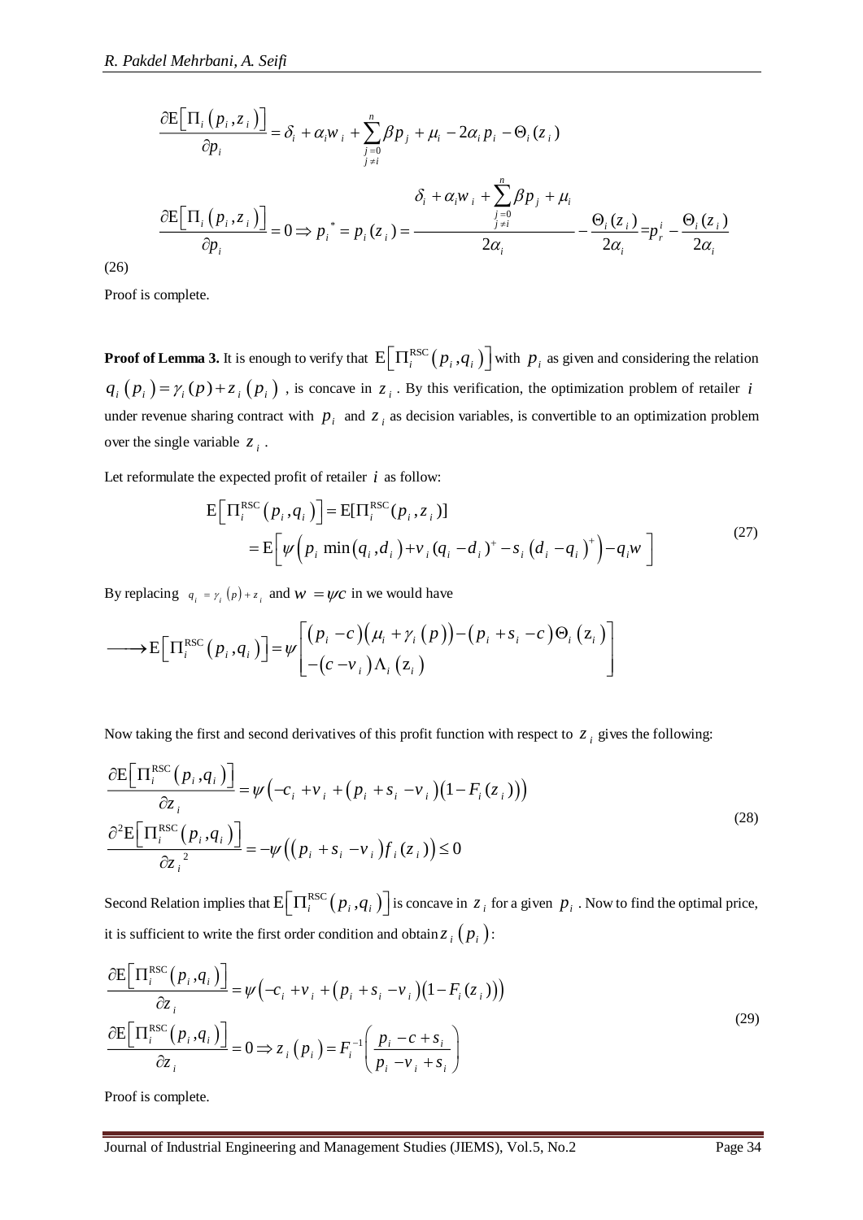$$\frac{\partial \mathrm{E}\left[\Pi_i\left(p_i,z_i\right)\right]}{\partial p_i}=\delta_i+\alpha_i w_i+\sum_{\substack{j=0\\ j\neq i}}^{n}\beta p_j+\mu_i-2\alpha_i p_i-\Theta_i(z_i)$$

$$\frac{\partial \mathrm{E}\left[\Pi_i\left(p_i,z_i\right)\right]}{\partial p_i}=0\Rightarrow p_i^{*}=p_i(z_i)=\frac{\delta_i+\alpha_i w_i+\sum\limits_{\substack{j=0\\ j\neq i}}^{n}\beta p_j+\mu_i}{2\alpha_i}-\frac{\Theta_i(z_i)}{2\alpha_i}=p_r^{i}-\frac{\Theta_i(z_i)}{2\alpha_i}$$

(26)

Proof is complete.

**Proof of Lemma 3.** It is enough to verify that $\mathrm{E}\left[\Pi_i^{\mathrm{RSC}}\left(p_i,q_i\right)\right]$ with $p_i$ as given and considering the relation $q_i\left(p_i\right)=\gamma_i(p)+z_i\left(p_i\right)$ , is concave in $z_i$. By this verification, the optimization problem of retailer $i$ under revenue sharing contract with $p_i$ and $z_i$ as decision variables, is convertible to an optimization problem over the single variable $z_i$.

Let reformulate the expected profit of retailer $i$ as follow:

$$\begin{aligned}\mathrm{E}\left[\Pi_i^{\mathrm{RSC}}\left(p_i,q_i\right)\right]&=\mathrm{E}[\Pi_i^{\mathrm{RSC}}(p_i,z_i)]\\&=\mathrm{E}\left[\psi\left(p_i\min\left(q_i,d_i\right)+v_i(q_i-d_i)^{+}-s_i\left(d_i-q_i\right)^{+}\right)-q_i w\right]\end{aligned}\tag{27}$$

By replacing $q_i=\gamma_i(p)+z_i$ and $w=\psi c$ in we would have

$$\longrightarrow \mathrm{E}\left[\Pi_i^{\mathrm{RSC}}\left(p_i,q_i\right)\right]=\psi\begin{bmatrix}\left(p_i-c\right)\left(\mu_i+\gamma_i\left(p\right)\right)-\left(p_i+s_i-c\right)\Theta_i\left(\mathrm{z}_i\right)\\-\left(c-v_i\right)\Lambda_i\left(\mathrm{z}_i\right)\end{bmatrix}$$

Now taking the first and second derivatives of this profit function with respect to $z_i$ gives the following:

$$\begin{aligned}&\frac{\partial \mathrm{E}\left[\Pi_i^{\mathrm{RSC}}\left(p_i,q_i\right)\right]}{\partial z_i}=\psi\left(-c_i+v_i+\left(p_i+s_i-v_i\right)\left(1-F_i(z_i)\right)\right)\\&\frac{\partial^2 \mathrm{E}\left[\Pi_i^{\mathrm{RSC}}\left(p_i,q_i\right)\right]}{\partial {z_i}^2}=-\psi\left(\left(p_i+s_i-v_i\right)f_i(z_i)\right)\leq 0\end{aligned}\tag{28}$$

Second Relation implies that $\mathrm{E}\left[\Pi_i^{\mathrm{RSC}}\left(p_i,q_i\right)\right]$ is concave in $z_i$ for a given $p_i$. Now to find the optimal price, it is sufficient to write the first order condition and obtain $z_i\left(p_i\right)$:

$$\begin{aligned}&\frac{\partial \mathrm{E}\left[\Pi_i^{\mathrm{RSC}}\left(p_i,q_i\right)\right]}{\partial z_i}=\psi\left(-c_i+v_i+\left(p_i+s_i-v_i\right)\left(1-F_i(z_i)\right)\right)\\&\frac{\partial \mathrm{E}\left[\Pi_i^{\mathrm{RSC}}\left(p_i,q_i\right)\right]}{\partial z_i}=0\Rightarrow z_i\left(p_i\right)=F_i^{-1}\left(\frac{p_i-c+s_i}{p_i-v_i+s_i}\right)\end{aligned}\tag{29}$$

Proof is complete.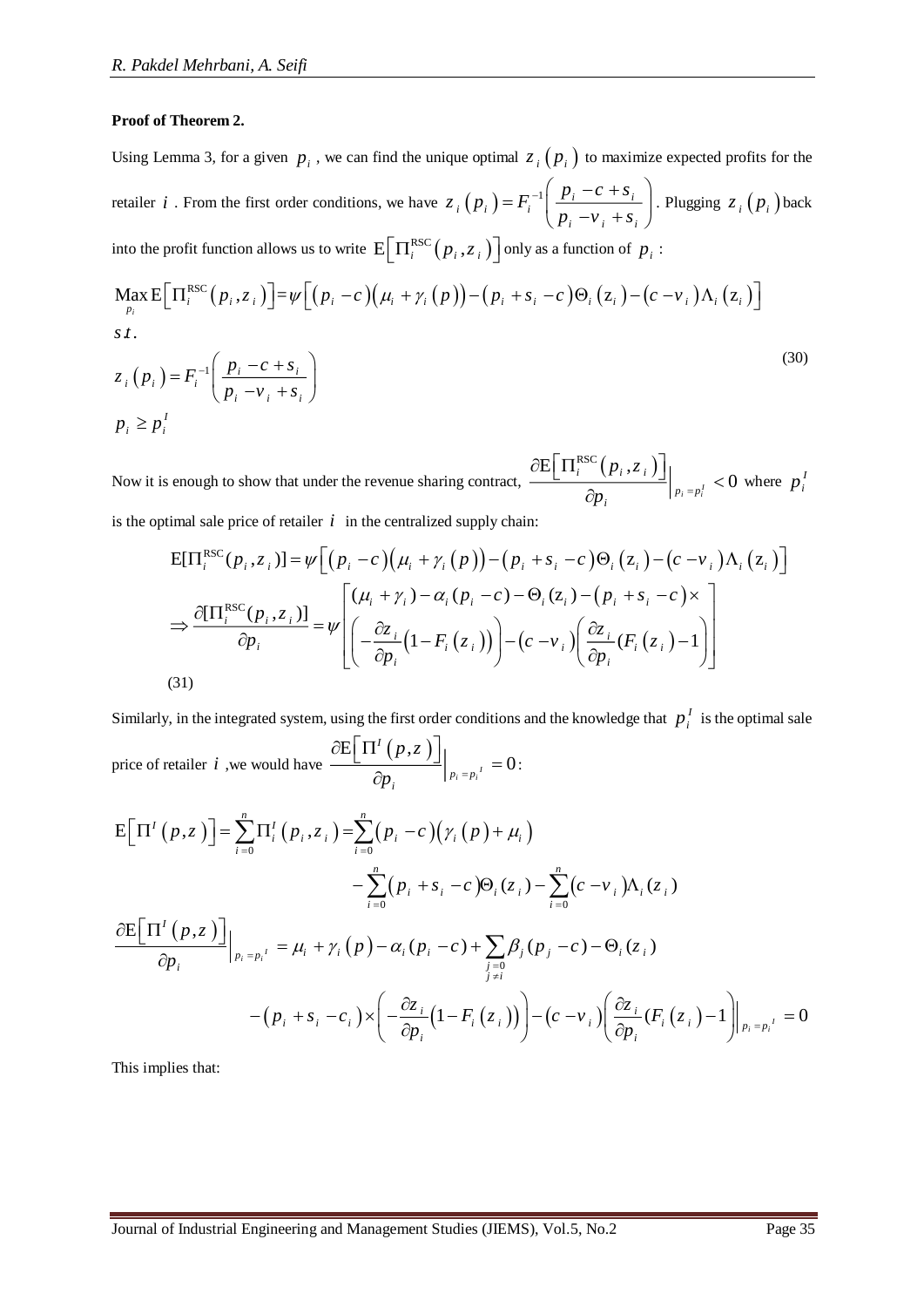**Proof of Theorem 2.**

Using Lemma 3, for a given $p_i$, we can find the unique optimal $z_i(p_i)$ to maximize expected profits for the retailer $i$. From the first order conditions, we have $z_i(p_i) = F_i^{-1}\left(\dfrac{p_i - c + s_i}{p_i - v_i + s_i}\right)$. Plugging $z_i(p_i)$ back into the profit function allows us to write $\mathrm{E}\left[\Pi_i^{\mathrm{RSC}}(p_i, z_i)\right]$ only as a function of $p_i$:

$$
\begin{aligned}
&\underset{p_i}{\mathrm{Max}}\, \mathrm{E}\left[\Pi_i^{\mathrm{RSC}}(p_i, z_i)\right] = \psi\left[(p_i - c)(\mu_i + \gamma_i(p)) - (p_i + s_i - c)\Theta_i(\mathrm{z}_i) - (c - v_i)\Lambda_i(\mathrm{z}_i)\right] \\
&s.t. \\
&z_i(p_i) = F_i^{-1}\left(\frac{p_i - c + s_i}{p_i - v_i + s_i}\right) \\
&p_i \ge p_i^I
\end{aligned}
\tag{30}
$$

Now it is enough to show that under the revenue sharing contract, $\dfrac{\partial \mathrm{E}\left[\Pi_i^{\mathrm{RSC}}(p_i, z_i)\right]}{\partial p_i}\Big|_{p_i = p_i^I} < 0$ where $p_i^I$ is the optimal sale price of retailer $i$ in the centralized supply chain:

$$
\begin{aligned}
&\mathrm{E}[\Pi_i^{\mathrm{RSC}}(p_i, z_i)] = \psi\left[(p_i - c)(\mu_i + \gamma_i(p)) - (p_i + s_i - c)\Theta_i(\mathrm{z}_i) - (c - v_i)\Lambda_i(\mathrm{z}_i)\right] \\
&\Rightarrow \frac{\partial[\Pi_i^{\mathrm{RSC}}(p_i, z_i)]}{\partial p_i} = \psi\left[\begin{array}{l}(\mu_i + \gamma_i) - \alpha_i(p_i - c) - \Theta_i(\mathrm{z}_i) - (p_i + s_i - c) \times \\ \left(-\dfrac{\partial z_i}{\partial p_i}(1 - F_i(z_i))\right) - (c - v_i)\left(\dfrac{\partial z_i}{\partial p_i}(F_i(z_i) - 1)\right)\end{array}\right]
\end{aligned}
$$

(31)

Similarly, in the integrated system, using the first order conditions and the knowledge that $p_i^I$ is the optimal sale price of retailer $i$, we would have $\dfrac{\partial \mathrm{E}\left[\Pi^I(p,z)\right]}{\partial p_i}\Big|_{p_i = p_i^I} = 0$:

$$
\begin{aligned}
\mathrm{E}\left[\Pi^I(p,z)\right] = \sum_{i=0}^{n}\Pi_i^I(p_i, z_i) &= \sum_{i=0}^{n}(p_i - c)(\gamma_i(p) + \mu_i) \\
&\quad - \sum_{i=0}^{n}(p_i + s_i - c)\Theta_i(z_i) - \sum_{i=0}^{n}(c - v_i)\Lambda_i(z_i)
\end{aligned}
$$

$$
\begin{aligned}
\frac{\partial \mathrm{E}\left[\Pi^I(p,z)\right]}{\partial p_i}\Big|_{p_i = p_i^I} &= \mu_i + \gamma_i(p) - \alpha_i(p_i - c) + \sum_{\substack{j=0 \\ j \ne i}}\beta_j(p_j - c) - \Theta_i(z_i) \\
&\quad - (p_i + s_i - c_i) \times \left(-\frac{\partial z_i}{\partial p_i}(1 - F_i(z_i))\right) - (c - v_i)\left(\frac{\partial z_i}{\partial p_i}(F_i(z_i) - 1)\right)\Big|_{p_i = p_i^I} = 0
\end{aligned}
$$

This implies that: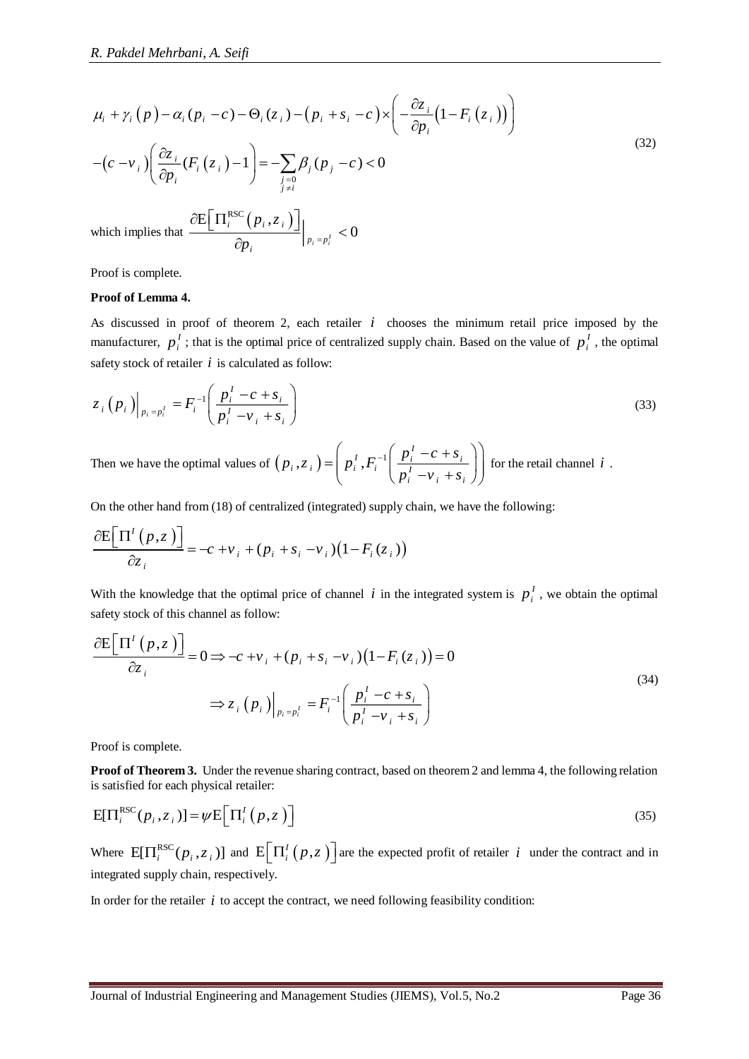$$\mu_i + \gamma_i(p) - \alpha_i(p_i - c) - \Theta_i(z_i) - (p_i + s_i - c) \times \left( -\frac{\partial z_i}{\partial p_i}\left(1 - F_i(z_i)\right) \right)$$
$$-(c - v_i)\left( \frac{\partial z_i}{\partial p_i}(F_i(z_i) - 1 \right) = -\sum_{\substack{j=0 \\ j \neq i}} \beta_j (p_j - c) < 0 \tag{32}$$

which implies that $\frac{\partial \mathrm{E}\left[ \Pi_i^{\mathrm{RSC}}(p_i, z_i) \right]}{\partial p_i}\Big|_{p_i = p_i^I} < 0$

Proof is complete.

**Proof of Lemma 4.**

As discussed in proof of theorem 2, each retailer $i$ chooses the minimum retail price imposed by the manufacturer, $p_i^I$; that is the optimal price of centralized supply chain. Based on the value of $p_i^I$, the optimal safety stock of retailer $i$ is calculated as follow:

$$z_i(p_i)\Big|_{p_i = p_i^I} = F_i^{-1}\left( \frac{p_i^I - c + s_i}{p_i^I - v_i + s_i} \right) \tag{33}$$

Then we have the optimal values of $(p_i, z_i) = \left( p_i^I, F_i^{-1}\left( \frac{p_i^I - c + s_i}{p_i^I - v_i + s_i} \right) \right)$ for the retail channel $i$.

On the other hand from (18) of centralized (integrated) supply chain, we have the following:

$$\frac{\partial \mathrm{E}\left[ \Pi^I(p, z) \right]}{\partial z_i} = -c + v_i + (p_i + s_i - v_i)\left(1 - F_i(z_i)\right)$$

With the knowledge that the optimal price of channel $i$ in the integrated system is $p_i^I$, we obtain the optimal safety stock of this channel as follow:

$$\frac{\partial \mathrm{E}\left[ \Pi^I(p, z) \right]}{\partial z_i} = 0 \Rightarrow -c + v_i + (p_i + s_i - v_i)\left(1 - F_i(z_i)\right) = 0$$
$$\Rightarrow z_i(p_i)\Big|_{p_i = p_i^I} = F_i^{-1}\left( \frac{p_i^I - c + s_i}{p_i^I - v_i + s_i} \right) \tag{34}$$

Proof is complete.

**Proof of Theorem 3.** Under the revenue sharing contract, based on theorem 2 and lemma 4, the following relation is satisfied for each physical retailer:

$$\mathrm{E}[\Pi_i^{\mathrm{RSC}}(p_i, z_i)] = \psi \mathrm{E}\left[ \Pi_i^I(p, z) \right] \tag{35}$$

Where $\mathrm{E}[\Pi_i^{\mathrm{RSC}}(p_i, z_i)]$ and $\mathrm{E}\left[ \Pi_i^I(p, z) \right]$ are the expected profit of retailer $i$ under the contract and in integrated supply chain, respectively.

In order for the retailer $i$ to accept the contract, we need following feasibility condition: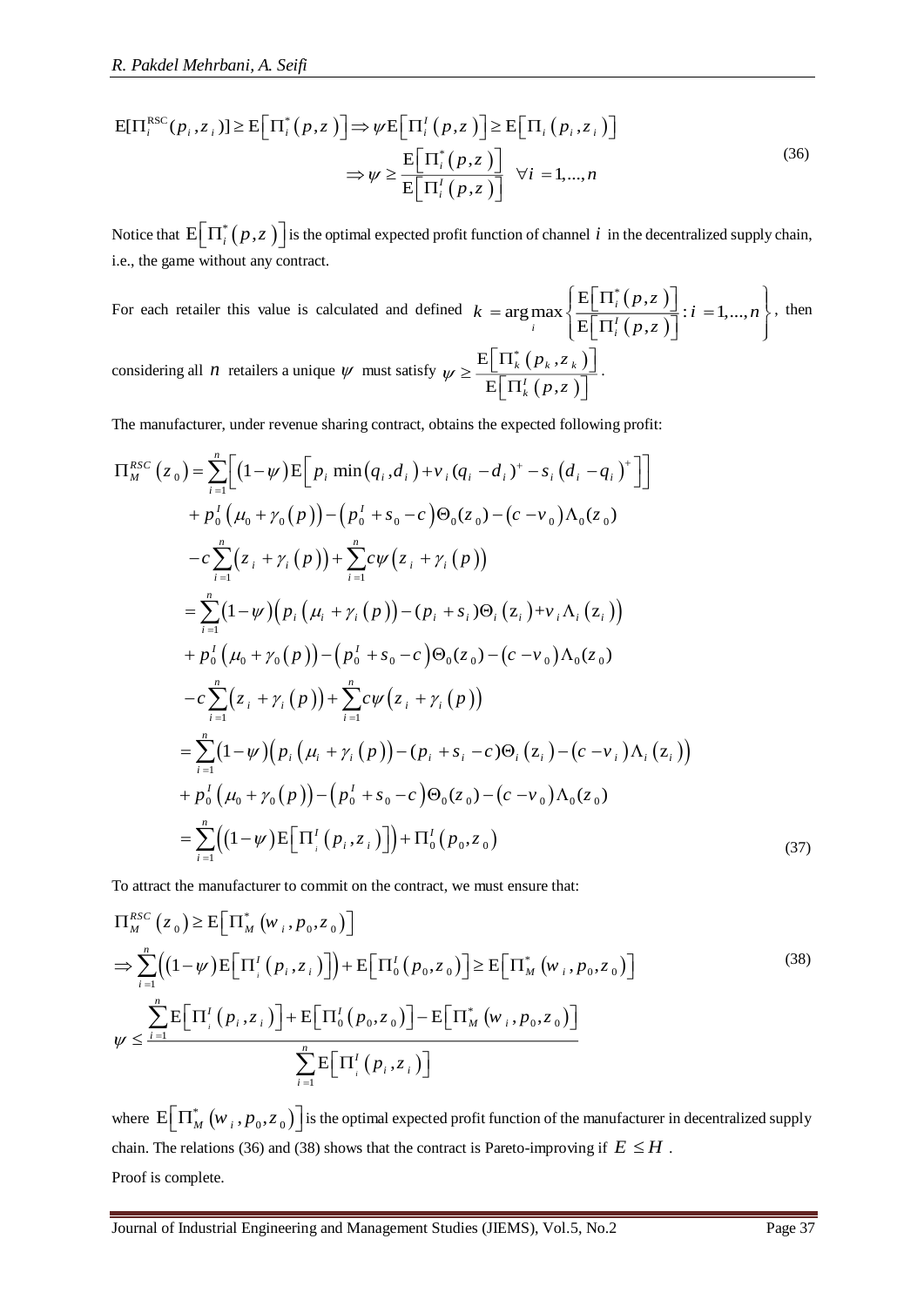$$
\begin{aligned}
\mathrm{E}[\Pi_i^{\mathrm{RSC}}(p_i,z_i)] \geq \mathrm{E}\left[\Pi_i^*(p,z)\right] &\Rightarrow \psi \mathrm{E}\left[\Pi_i^I(p,z)\right] \geq \mathrm{E}\left[\Pi_i(p_i,z_i)\right] \\
&\Rightarrow \psi \geq \frac{\mathrm{E}\left[\Pi_i^*(p,z)\right]}{\mathrm{E}\left[\Pi_i^I(p,z)\right]} \quad \forall i = 1,\ldots,n
\end{aligned}
\tag{36}
$$

Notice that $\mathrm{E}\left[\Pi_i^*(p,z)\right]$ is the optimal expected profit function of channel $i$ in the decentralized supply chain, i.e., the game without any contract.

For each retailer this value is calculated and defined $k = \arg\max_i \left\{ \frac{\mathrm{E}\left[\Pi_i^*(p,z)\right]}{\mathrm{E}\left[\Pi_i^I(p,z)\right]} : i = 1,\ldots,n \right\}$, then considering all $n$ retailers a unique $\psi$ must satisfy $\psi \geq \frac{\mathrm{E}\left[\Pi_k^*(p_k,z_k)\right]}{\mathrm{E}\left[\Pi_k^I(p,z)\right]}$.

The manufacturer, under revenue sharing contract, obtains the expected following profit:

$$
\begin{aligned}
\Pi_M^{RSC}(z_0) &= \sum_{i=1}^{n}\left[(1-\psi)\mathrm{E}\left[p_i \min(q_i,d_i) + v_i(q_i-d_i)^+ - s_i(d_i-q_i)^+\right]\right] \\
&\quad + p_0^I(\mu_0 + \gamma_0(p)) - (p_0^I + s_0 - c)\Theta_0(z_0) - (c - v_0)\Lambda_0(z_0) \\
&\quad - c\sum_{i=1}^{n}(z_i + \gamma_i(p)) + \sum_{i=1}^{n} c\psi(z_i + \gamma_i(p)) \\
&= \sum_{i=1}^{n}(1-\psi)\left(p_i(\mu_i + \gamma_i(p)) - (p_i + s_i)\Theta_i(\mathrm{z}_i) + v_i\Lambda_i(\mathrm{z}_i)\right) \\
&\quad + p_0^I(\mu_0 + \gamma_0(p)) - (p_0^I + s_0 - c)\Theta_0(z_0) - (c - v_0)\Lambda_0(z_0) \\
&\quad - c\sum_{i=1}^{n}(z_i + \gamma_i(p)) + \sum_{i=1}^{n} c\psi(z_i + \gamma_i(p)) \\
&= \sum_{i=1}^{n}(1-\psi)\left(p_i(\mu_i + \gamma_i(p)) - (p_i + s_i - c)\Theta_i(\mathrm{z}_i) - (c - v_i)\Lambda_i(\mathrm{z}_i)\right) \\
&\quad + p_0^I(\mu_0 + \gamma_0(p)) - (p_0^I + s_0 - c)\Theta_0(z_0) - (c - v_0)\Lambda_0(z_0) \\
&= \sum_{i=1}^{n}\left((1-\psi)\mathrm{E}\left[\Pi_i^I(p_i,z_i)\right]\right) + \Pi_0^I(p_0,z_0)
\end{aligned}
\tag{37}
$$

To attract the manufacturer to commit on the contract, we must ensure that:

$$
\begin{aligned}
&\Pi_M^{RSC}(z_0) \geq \mathrm{E}\left[\Pi_M^*(w_i,p_0,z_0)\right] \\
&\Rightarrow \sum_{i=1}^{n}\left((1-\psi)\mathrm{E}\left[\Pi_i^I(p_i,z_i)\right]\right) + \mathrm{E}\left[\Pi_0^I(p_0,z_0)\right] \geq \mathrm{E}\left[\Pi_M^*(w_i,p_0,z_0)\right] \\
&\psi \leq \frac{\sum_{i=1}^{n}\mathrm{E}\left[\Pi_i^I(p_i,z_i)\right] + \mathrm{E}\left[\Pi_0^I(p_0,z_0)\right] - \mathrm{E}\left[\Pi_M^*(w_i,p_0,z_0)\right]}{\sum_{i=1}^{n}\mathrm{E}\left[\Pi_i^I(p_i,z_i)\right]}
\end{aligned}
\tag{38}
$$

where $\mathrm{E}\left[\Pi_M^*(w_i,p_0,z_0)\right]$ is the optimal expected profit function of the manufacturer in decentralized supply chain. The relations (36) and (38) shows that the contract is Pareto-improving if $E \leq H$.

Proof is complete.